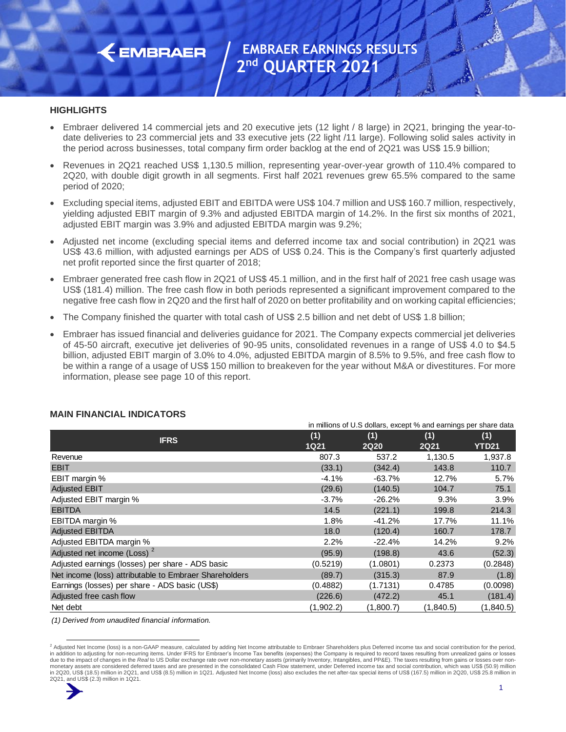# EMBRAER EARNINGS RESULTS 2nd QUARTER 2021

## HIGHLIGHTS

- Embraer delivered 14 commercial jets and 20 executive jets (12 light / 8 large) in 2Q21, bringing the year-to-date deliveries to 23 commercial jets and 33 executive jets (22 light /11 large). Following solid sales activity in the period across businesses, total company firm order backlog at the end of 2Q21 was US$ 15.9 billion;
- Revenues in 2Q21 reached US$ 1,130.5 million, representing year-over-year growth of 110.4% compared to 2Q20, with double digit growth in all segments. First half 2021 revenues grew 65.5% compared to the same period of 2020;
- Excluding special items, adjusted EBIT and EBITDA were US$ 104.7 million and US$ 160.7 million, respectively, yielding adjusted EBIT margin of 9.3% and adjusted EBITDA margin of 14.2%. In the first six months of 2021, adjusted EBIT margin was 3.9% and adjusted EBITDA margin was 9.2%;
- Adjusted net income (excluding special items and deferred income tax and social contribution) in 2Q21 was US$ 43.6 million, with adjusted earnings per ADS of US$ 0.24. This is the Company's first quarterly adjusted net profit reported since the first quarter of 2018;
- Embraer generated free cash flow in 2Q21 of US$ 45.1 million, and in the first half of 2021 free cash usage was US$ (181.4) million. The free cash flow in both periods represented a significant improvement compared to the negative free cash flow in 2Q20 and the first half of 2020 on better profitability and on working capital efficiencies;
- The Company finished the quarter with total cash of US$ 2.5 billion and net debt of US$ 1.8 billion;
- Embraer has issued financial and deliveries guidance for 2021. The Company expects commercial jet deliveries of 45-50 aircraft, executive jet deliveries of 90-95 units, consolidated revenues in a range of US$ 4.0 to $4.5 billion, adjusted EBIT margin of 3.0% to 4.0%, adjusted EBITDA margin of 8.5% to 9.5%, and free cash flow to be within a range of a usage of US$ 150 million to breakeven for the year without M&A or divestitures. For more information, please see page 10 of this report.

## MAIN FINANCIAL INDICATORS

in millions of U.S dollars, except % and earnings per share data

| IFRS | (1) 1Q21 | (1) 2Q20 | (1) 2Q21 | (1) YTD21 |
|---|---|---|---|---|
| Revenue | 807.3 | 537.2 | 1,130.5 | 1,937.8 |
| EBIT | (33.1) | (342.4) | 143.8 | 110.7 |
| EBIT margin % | -4.1% | -63.7% | 12.7% | 5.7% |
| Adjusted EBIT | (29.6) | (140.5) | 104.7 | 75.1 |
| Adjusted EBIT margin % | -3.7% | -26.2% | 9.3% | 3.9% |
| EBITDA | 14.5 | (221.1) | 199.8 | 214.3 |
| EBITDA margin % | 1.8% | -41.2% | 17.7% | 11.1% |
| Adjusted EBITDA | 18.0 | (120.4) | 160.7 | 178.7 |
| Adjusted EBITDA margin % | 2.2% | -22.4% | 14.2% | 9.2% |
| Adjusted net income (Loss) [2] | (95.9) | (198.8) | 43.6 | (52.3) |
| Adjusted earnings (losses) per share - ADS basic | (0.5219) | (1.0801) | 0.2373 | (0.2848) |
| Net income (loss) attributable to Embraer Shareholders | (89.7) | (315.3) | 87.9 | (1.8) |
| Earnings (losses) per share - ADS basic (US$) | (0.4882) | (1.7131) | 0.4785 | (0.0098) |
| Adjusted free cash flow | (226.6) | (472.2) | 45.1 | (181.4) |
| Net debt | (1,902.2) | (1,800.7) | (1,840.5) | (1,840.5) |

*(1) Derived from unaudited financial information.*

[2] Adjusted Net Income (loss) is a non-GAAP measure, calculated by adding Net Income attributable to Embraer Shareholders plus Deferred income tax and social contribution for the period, in addition to adjusting for non-recurring items. Under IFRS for Embraer's Income Tax benefits (expenses) the Company is required to record taxes resulting from unrealized gains or losses due to the impact of changes in the *Real* to US Dollar exchange rate over non-monetary assets (primarily Inventory, Intangibles, and PP&E). The taxes resulting from gains or losses over non-monetary assets are considered deferred taxes and are presented in the consolidated Cash Flow statement, under Deferred income tax and social contribution, which was US$ (50.9) million in 2Q20, US$ (18.5) million in 2Q21, and US$ (8.5) million in 1Q21. Adjusted Net Income (loss) also excludes the net after-tax special items of US$ (167.5) million in 2Q20, US$ 25.8 million in 2Q21, and US$ (2.3) million in 1Q21.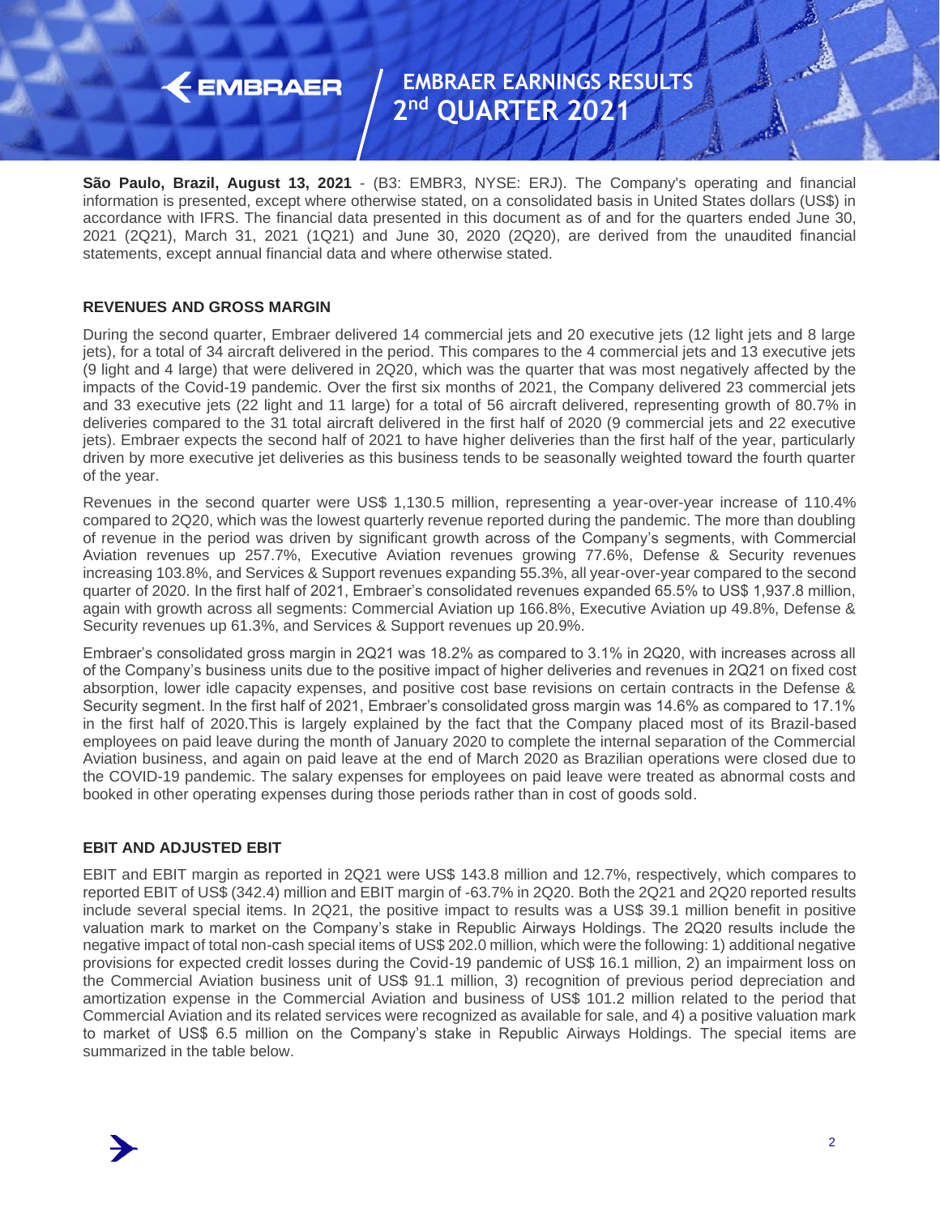# EMBRAER EARNINGS RESULTS 2nd QUARTER 2021

**São Paulo, Brazil, August 13, 2021** - (B3: EMBR3, NYSE: ERJ). The Company's operating and financial information is presented, except where otherwise stated, on a consolidated basis in United States dollars (US$) in accordance with IFRS. The financial data presented in this document as of and for the quarters ended June 30, 2021 (2Q21), March 31, 2021 (1Q21) and June 30, 2020 (2Q20), are derived from the unaudited financial statements, except annual financial data and where otherwise stated.

### REVENUES AND GROSS MARGIN

During the second quarter, Embraer delivered 14 commercial jets and 20 executive jets (12 light jets and 8 large jets), for a total of 34 aircraft delivered in the period. This compares to the 4 commercial jets and 13 executive jets (9 light and 4 large) that were delivered in 2Q20, which was the quarter that was most negatively affected by the impacts of the Covid-19 pandemic. Over the first six months of 2021, the Company delivered 23 commercial jets and 33 executive jets (22 light and 11 large) for a total of 56 aircraft delivered, representing growth of 80.7% in deliveries compared to the 31 total aircraft delivered in the first half of 2020 (9 commercial jets and 22 executive jets). Embraer expects the second half of 2021 to have higher deliveries than the first half of the year, particularly driven by more executive jet deliveries as this business tends to be seasonally weighted toward the fourth quarter of the year.

Revenues in the second quarter were US$ 1,130.5 million, representing a year-over-year increase of 110.4% compared to 2Q20, which was the lowest quarterly revenue reported during the pandemic. The more than doubling of revenue in the period was driven by significant growth across of the Company's segments, with Commercial Aviation revenues up 257.7%, Executive Aviation revenues growing 77.6%, Defense & Security revenues increasing 103.8%, and Services & Support revenues expanding 55.3%, all year-over-year compared to the second quarter of 2020. In the first half of 2021, Embraer's consolidated revenues expanded 65.5% to US$ 1,937.8 million, again with growth across all segments: Commercial Aviation up 166.8%, Executive Aviation up 49.8%, Defense & Security revenues up 61.3%, and Services & Support revenues up 20.9%.

Embraer's consolidated gross margin in 2Q21 was 18.2% as compared to 3.1% in 2Q20, with increases across all of the Company's business units due to the positive impact of higher deliveries and revenues in 2Q21 on fixed cost absorption, lower idle capacity expenses, and positive cost base revisions on certain contracts in the Defense & Security segment. In the first half of 2021, Embraer's consolidated gross margin was 14.6% as compared to 17.1% in the first half of 2020.This is largely explained by the fact that the Company placed most of its Brazil-based employees on paid leave during the month of January 2020 to complete the internal separation of the Commercial Aviation business, and again on paid leave at the end of March 2020 as Brazilian operations were closed due to the COVID-19 pandemic. The salary expenses for employees on paid leave were treated as abnormal costs and booked in other operating expenses during those periods rather than in cost of goods sold.

### EBIT AND ADJUSTED EBIT

EBIT and EBIT margin as reported in 2Q21 were US$ 143.8 million and 12.7%, respectively, which compares to reported EBIT of US$ (342.4) million and EBIT margin of -63.7% in 2Q20. Both the 2Q21 and 2Q20 reported results include several special items. In 2Q21, the positive impact to results was a US$ 39.1 million benefit in positive valuation mark to market on the Company's stake in Republic Airways Holdings. The 2Q20 results include the negative impact of total non-cash special items of US$ 202.0 million, which were the following: 1) additional negative provisions for expected credit losses during the Covid-19 pandemic of US$ 16.1 million, 2) an impairment loss on the Commercial Aviation business unit of US$ 91.1 million, 3) recognition of previous period depreciation and amortization expense in the Commercial Aviation and business of US$ 101.2 million related to the period that Commercial Aviation and its related services were recognized as available for sale, and 4) a positive valuation mark to market of US$ 6.5 million on the Company's stake in Republic Airways Holdings. The special items are summarized in the table below.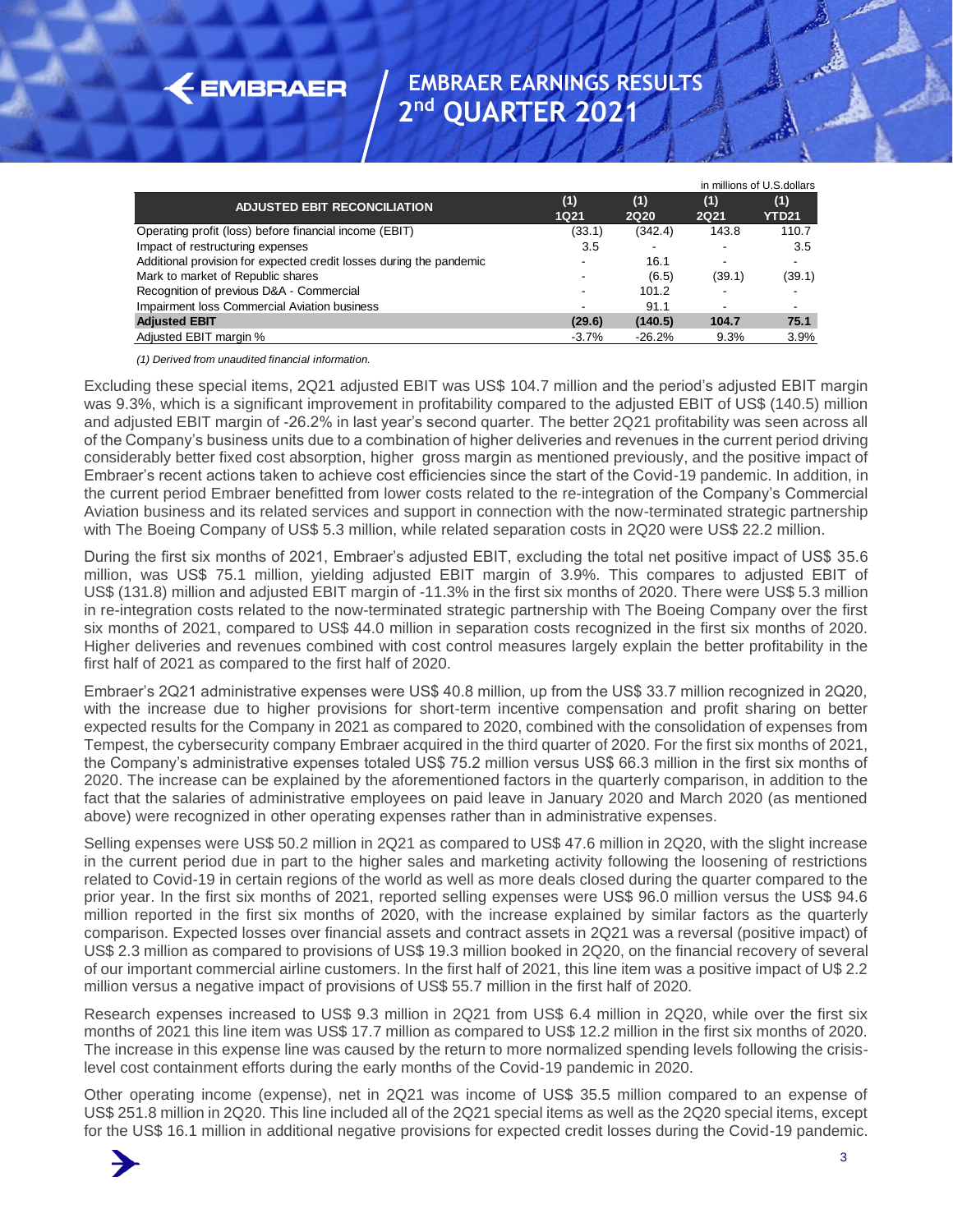in millions of U.S.dollars

| ADJUSTED EBIT RECONCILIATION | (1) 1Q21 | (1) 2Q20 | (1) 2Q21 | (1) YTD21 |
|---|---|---|---|---|
| Operating profit (loss) before financial income (EBIT) | (33.1) | (342.4) | 143.8 | 110.7 |
| Impact of restructuring expenses | 3.5 | - | - | 3.5 |
| Additional provision for expected credit losses during the pandemic | - | 16.1 | - | - |
| Mark to market of Republic shares | - | (6.5) | (39.1) | (39.1) |
| Recognition of previous D&A - Commercial | - | 101.2 | - | - |
| Impairment loss Commercial Aviation business | - | 91.1 | - | - |
| **Adjusted EBIT** | **(29.6)** | **(140.5)** | **104.7** | **75.1** |
| Adjusted EBIT margin % | -3.7% | -26.2% | 9.3% | 3.9% |

*(1) Derived from unaudited financial information.*

Excluding these special items, 2Q21 adjusted EBIT was US$ 104.7 million and the period's adjusted EBIT margin was 9.3%, which is a significant improvement in profitability compared to the adjusted EBIT of US$ (140.5) million and adjusted EBIT margin of -26.2% in last year's second quarter. The better 2Q21 profitability was seen across all of the Company's business units due to a combination of higher deliveries and revenues in the current period driving considerably better fixed cost absorption, higher gross margin as mentioned previously, and the positive impact of Embraer's recent actions taken to achieve cost efficiencies since the start of the Covid-19 pandemic. In addition, in the current period Embraer benefitted from lower costs related to the re-integration of the Company's Commercial Aviation business and its related services and support in connection with the now-terminated strategic partnership with The Boeing Company of US$ 5.3 million, while related separation costs in 2Q20 were US$ 22.2 million.

During the first six months of 2021, Embraer's adjusted EBIT, excluding the total net positive impact of US$ 35.6 million, was US$ 75.1 million, yielding adjusted EBIT margin of 3.9%. This compares to adjusted EBIT of US$ (131.8) million and adjusted EBIT margin of -11.3% in the first six months of 2020. There were US$ 5.3 million in re-integration costs related to the now-terminated strategic partnership with The Boeing Company over the first six months of 2021, compared to US$ 44.0 million in separation costs recognized in the first six months of 2020. Higher deliveries and revenues combined with cost control measures largely explain the better profitability in the first half of 2021 as compared to the first half of 2020.

Embraer's 2Q21 administrative expenses were US$ 40.8 million, up from the US$ 33.7 million recognized in 2Q20, with the increase due to higher provisions for short-term incentive compensation and profit sharing on better expected results for the Company in 2021 as compared to 2020, combined with the consolidation of expenses from Tempest, the cybersecurity company Embraer acquired in the third quarter of 2020. For the first six months of 2021, the Company's administrative expenses totaled US$ 75.2 million versus US$ 66.3 million in the first six months of 2020. The increase can be explained by the aforementioned factors in the quarterly comparison, in addition to the fact that the salaries of administrative employees on paid leave in January 2020 and March 2020 (as mentioned above) were recognized in other operating expenses rather than in administrative expenses.

Selling expenses were US$ 50.2 million in 2Q21 as compared to US$ 47.6 million in 2Q20, with the slight increase in the current period due in part to the higher sales and marketing activity following the loosening of restrictions related to Covid-19 in certain regions of the world as well as more deals closed during the quarter compared to the prior year. In the first six months of 2021, reported selling expenses were US$ 96.0 million versus the US$ 94.6 million reported in the first six months of 2020, with the increase explained by similar factors as the quarterly comparison. Expected losses over financial assets and contract assets in 2Q21 was a reversal (positive impact) of US$ 2.3 million as compared to provisions of US$ 19.3 million booked in 2Q20, on the financial recovery of several of our important commercial airline customers. In the first half of 2021, this line item was a positive impact of U$ 2.2 million versus a negative impact of provisions of US$ 55.7 million in the first half of 2020.

Research expenses increased to US$ 9.3 million in 2Q21 from US$ 6.4 million in 2Q20, while over the first six months of 2021 this line item was US$ 17.7 million as compared to US$ 12.2 million in the first six months of 2020. The increase in this expense line was caused by the return to more normalized spending levels following the crisis-level cost containment efforts during the early months of the Covid-19 pandemic in 2020.

Other operating income (expense), net in 2Q21 was income of US$ 35.5 million compared to an expense of US$ 251.8 million in 2Q20. This line included all of the 2Q21 special items as well as the 2Q20 special items, except for the US$ 16.1 million in additional negative provisions for expected credit losses during the Covid-19 pandemic.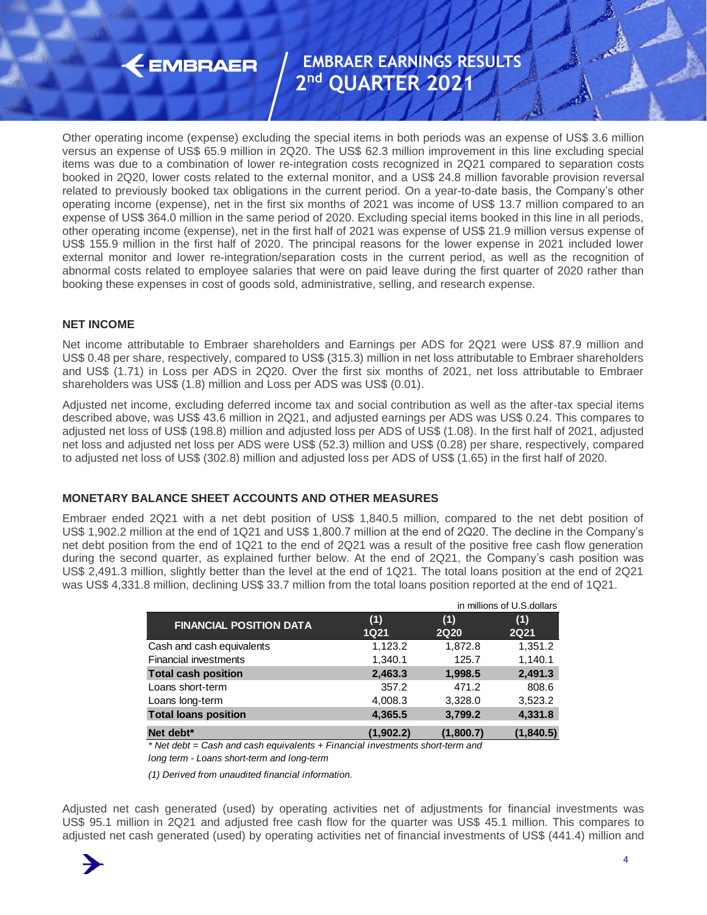Other operating income (expense) excluding the special items in both periods was an expense of US$ 3.6 million versus an expense of US$ 65.9 million in 2Q20. The US$ 62.3 million improvement in this line excluding special items was due to a combination of lower re-integration costs recognized in 2Q21 compared to separation costs booked in 2Q20, lower costs related to the external monitor, and a US$ 24.8 million favorable provision reversal related to previously booked tax obligations in the current period. On a year-to-date basis, the Company's other operating income (expense), net in the first six months of 2021 was income of US$ 13.7 million compared to an expense of US$ 364.0 million in the same period of 2020. Excluding special items booked in this line in all periods, other operating income (expense), net in the first half of 2021 was expense of US$ 21.9 million versus expense of US$ 155.9 million in the first half of 2020. The principal reasons for the lower expense in 2021 included lower external monitor and lower re-integration/separation costs in the current period, as well as the recognition of abnormal costs related to employee salaries that were on paid leave during the first quarter of 2020 rather than booking these expenses in cost of goods sold, administrative, selling, and research expense.

## NET INCOME

Net income attributable to Embraer shareholders and Earnings per ADS for 2Q21 were US$ 87.9 million and US$ 0.48 per share, respectively, compared to US$ (315.3) million in net loss attributable to Embraer shareholders and US$ (1.71) in Loss per ADS in 2Q20. Over the first six months of 2021, net loss attributable to Embraer shareholders was US$ (1.8) million and Loss per ADS was US$ (0.01).

Adjusted net income, excluding deferred income tax and social contribution as well as the after-tax special items described above, was US$ 43.6 million in 2Q21, and adjusted earnings per ADS was US$ 0.24. This compares to adjusted net loss of US$ (198.8) million and adjusted loss per ADS of US$ (1.08). In the first half of 2021, adjusted net loss and adjusted net loss per ADS were US$ (52.3) million and US$ (0.28) per share, respectively, compared to adjusted net loss of US$ (302.8) million and adjusted loss per ADS of US$ (1.65) in the first half of 2020.

## MONETARY BALANCE SHEET ACCOUNTS AND OTHER MEASURES

Embraer ended 2Q21 with a net debt position of US$ 1,840.5 million, compared to the net debt position of US$ 1,902.2 million at the end of 1Q21 and US$ 1,800.7 million at the end of 2Q20. The decline in the Company's net debt position from the end of 1Q21 to the end of 2Q21 was a result of the positive free cash flow generation during the second quarter, as explained further below. At the end of 2Q21, the Company's cash position was US$ 2,491.3 million, slightly better than the level at the end of 1Q21. The total loans position at the end of 2Q21 was US$ 4,331.8 million, declining US$ 33.7 million from the total loans position reported at the end of 1Q21.

in millions of U.S.dollars

| FINANCIAL POSITION DATA | (1) 1Q21 | (1) 2Q20 | (1) 2Q21 |
|---|---|---|---|
| Cash and cash equivalents | 1,123.2 | 1,872.8 | 1,351.2 |
| Financial investments | 1,340.1 | 125.7 | 1,140.1 |
| **Total cash position** | **2,463.3** | **1,998.5** | **2,491.3** |
| Loans short-term | 357.2 | 471.2 | 808.6 |
| Loans long-term | 4,008.3 | 3,328.0 | 3,523.2 |
| **Total loans position** | **4,365.5** | **3,799.2** | **4,331.8** |
| **Net debt*** | **(1,902.2)** | **(1,800.7)** | **(1,840.5)** |

*\* Net debt = Cash and cash equivalents + Financial investments short-term and long term - Loans short-term and long-term*

*(1) Derived from unaudited financial information.*

Adjusted net cash generated (used) by operating activities net of adjustments for financial investments was US$ 95.1 million in 2Q21 and adjusted free cash flow for the quarter was US$ 45.1 million. This compares to adjusted net cash generated (used) by operating activities net of financial investments of US$ (441.4) million and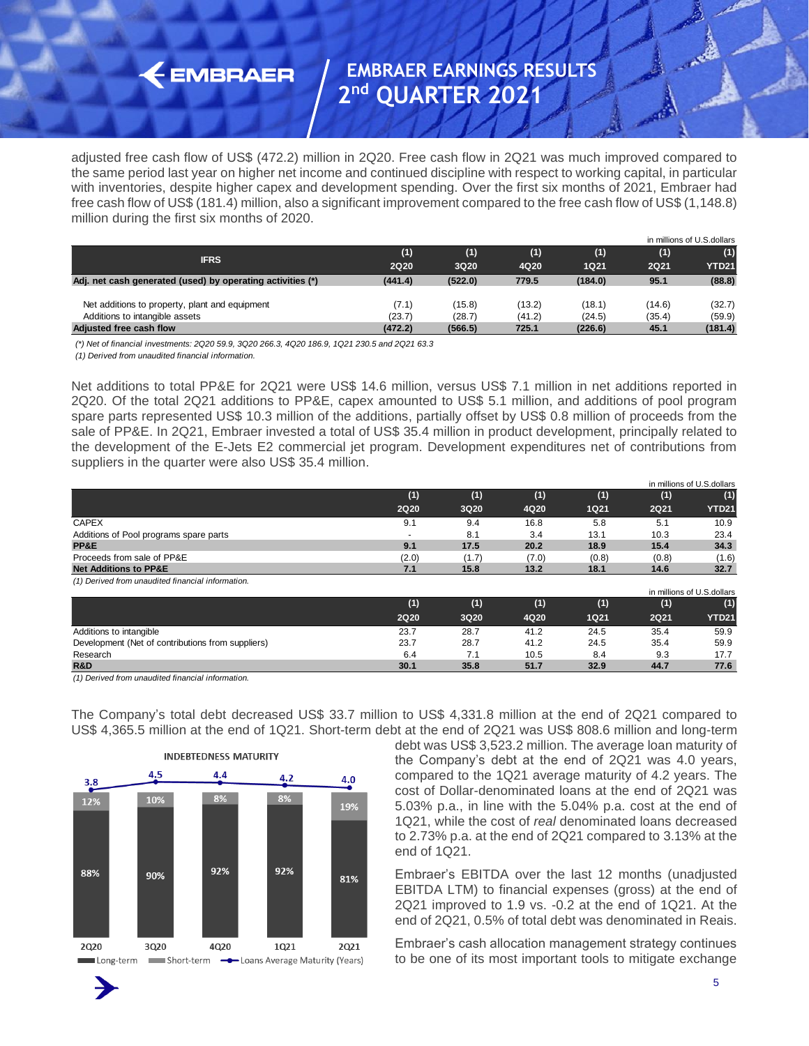adjusted free cash flow of US$ (472.2) million in 2Q20. Free cash flow in 2Q21 was much improved compared to the same period last year on higher net income and continued discipline with respect to working capital, in particular with inventories, despite higher capex and development spending. Over the first six months of 2021, Embraer had free cash flow of US$ (181.4) million, also a significant improvement compared to the free cash flow of US$ (1,148.8) million during the first six months of 2020.

in millions of U.S.dollars

| IFRS | (1) 2Q20 | (1) 3Q20 | (1) 4Q20 | (1) 1Q21 | (1) 2Q21 | (1) YTD21 |
|---|---|---|---|---|---|---|
| **Adj. net cash generated (used) by operating activities (*)** | **(441.4)** | **(522.0)** | **779.5** | **(184.0)** | **95.1** | **(88.8)** |
| Net additions to property, plant and equipment | (7.1) | (15.8) | (13.2) | (18.1) | (14.6) | (32.7) |
| Additions to intangible assets | (23.7) | (28.7) | (41.2) | (24.5) | (35.4) | (59.9) |
| **Adjusted free cash flow** | **(472.2)** | **(566.5)** | **725.1** | **(226.6)** | **45.1** | **(181.4)** |

*(\*) Net of financial investments: 2Q20 59.9, 3Q20 266.3, 4Q20 186.9, 1Q21 230.5 and 2Q21 63.3*

*(1) Derived from unaudited financial information.*

Net additions to total PP&E for 2Q21 were US$ 14.6 million, versus US$ 7.1 million in net additions reported in 2Q20. Of the total 2Q21 additions to PP&E, capex amounted to US$ 5.1 million, and additions of pool program spare parts represented US$ 10.3 million of the additions, partially offset by US$ 0.8 million of proceeds from the sale of PP&E. In 2Q21, Embraer invested a total of US$ 35.4 million in product development, principally related to the development of the E-Jets E2 commercial jet program. Development expenditures net of contributions from suppliers in the quarter were also US$ 35.4 million.

in millions of U.S.dollars

| | (1) 2Q20 | (1) 3Q20 | (1) 4Q20 | (1) 1Q21 | (1) 2Q21 | (1) YTD21 |
|---|---|---|---|---|---|---|
| CAPEX | 9.1 | 9.4 | 16.8 | 5.8 | 5.1 | 10.9 |
| Additions of Pool programs spare parts | - | 8.1 | 3.4 | 13.1 | 10.3 | 23.4 |
| **PP&E** | **9.1** | **17.5** | **20.2** | **18.9** | **15.4** | **34.3** |
| Proceeds from sale of PP&E | (2.0) | (1.7) | (7.0) | (0.8) | (0.8) | (1.6) |
| **Net Additions to PP&E** | **7.1** | **15.8** | **13.2** | **18.1** | **14.6** | **32.7** |

*(1) Derived from unaudited financial information.*

in millions of U.S.dollars

| | (1) 2Q20 | (1) 3Q20 | (1) 4Q20 | (1) 1Q21 | (1) 2Q21 | (1) YTD21 |
|---|---|---|---|---|---|---|
| Additions to intangible | 23.7 | 28.7 | 41.2 | 24.5 | 35.4 | 59.9 |
| Development (Net of contributions from suppliers) | 23.7 | 28.7 | 41.2 | 24.5 | 35.4 | 59.9 |
| Research | 6.4 | 7.1 | 10.5 | 8.4 | 9.3 | 17.7 |
| **R&D** | **30.1** | **35.8** | **51.7** | **32.9** | **44.7** | **77.6** |

*(1) Derived from unaudited financial information.*

The Company's total debt decreased US$ 33.7 million to US$ 4,331.8 million at the end of 2Q21 compared to US$ 4,365.5 million at the end of 1Q21. Short-term debt at the end of 2Q21 was US$ 808.6 million and long-term debt was US$ 3,523.2 million. The average loan maturity of the Company's debt at the end of 2Q21 was 4.0 years, compared to the 1Q21 average maturity of 4.2 years. The cost of Dollar-denominated loans at the end of 2Q21 was 5.03% p.a., in line with the 5.04% p.a. cost at the end of 1Q21, while the cost of *real* denominated loans decreased to 2.73% p.a. at the end of 2Q21 compared to 3.13% at the end of 1Q21.

**INDEBTEDNESS MATURITY**

| | 2Q20 | 3Q20 | 4Q20 | 1Q21 | 2Q21 |
|---|---|---|---|---|---|
| Long-term | 88% | 90% | 92% | 92% | 81% |
| Short-term | 12% | 10% | 8% | 8% | 19% |
| Loans Average Maturity (Years) | 3.8 | 4.5 | 4.4 | 4.2 | 4.0 |

Embraer's EBITDA over the last 12 months (unadjusted EBITDA LTM) to financial expenses (gross) at the end of 2Q21 improved to 1.9 vs. -0.2 at the end of 1Q21. At the end of 2Q21, 0.5% of total debt was denominated in Reais.

Embraer's cash allocation management strategy continues to be one of its most important tools to mitigate exchange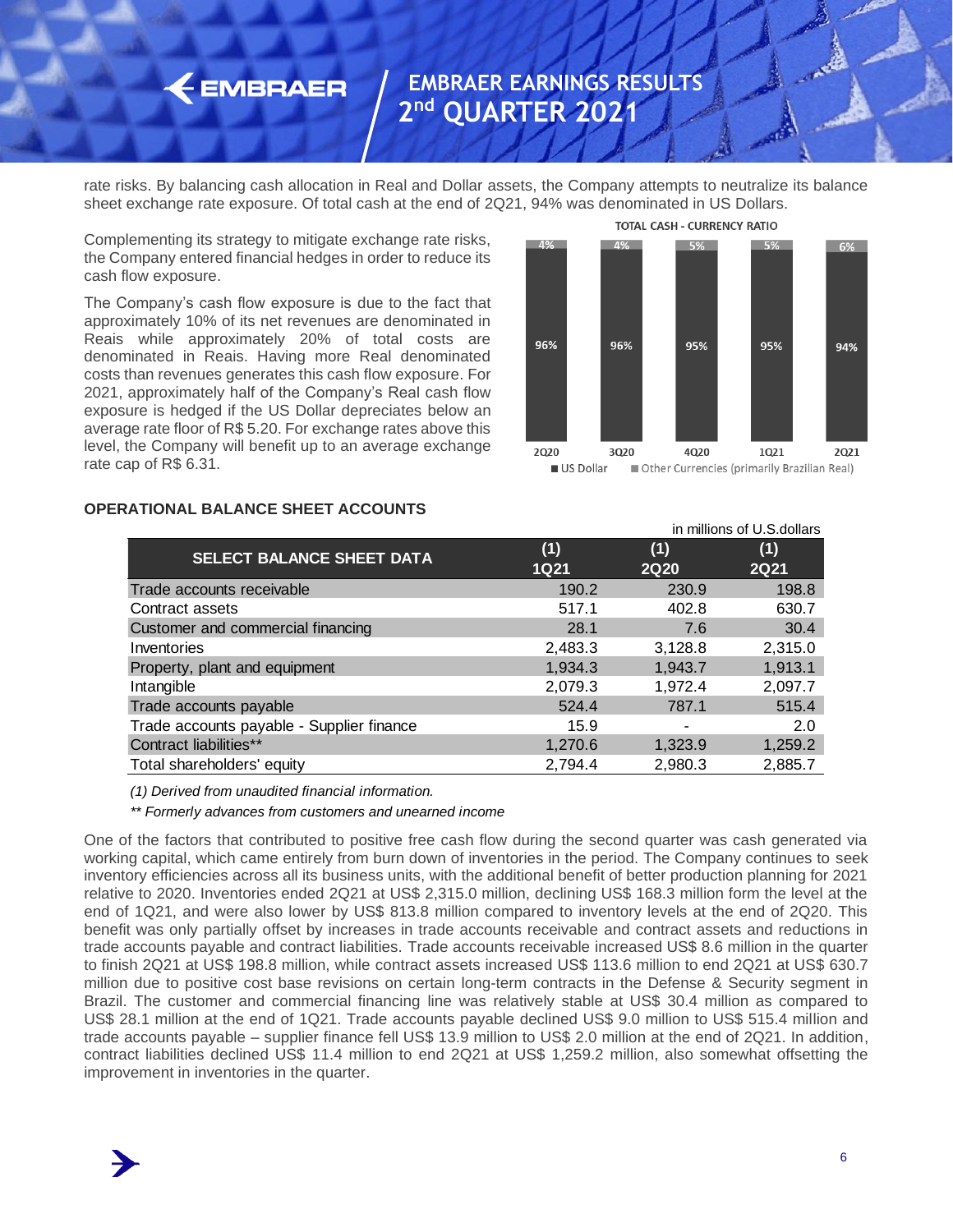rate risks. By balancing cash allocation in Real and Dollar assets, the Company attempts to neutralize its balance sheet exchange rate exposure. Of total cash at the end of 2Q21, 94% was denominated in US Dollars.

Complementing its strategy to mitigate exchange rate risks, the Company entered financial hedges in order to reduce its cash flow exposure.

The Company's cash flow exposure is due to the fact that approximately 10% of its net revenues are denominated in Reais while approximately 20% of total costs are denominated in Reais. Having more Real denominated costs than revenues generates this cash flow exposure. For 2021, approximately half of the Company's Real cash flow exposure is hedged if the US Dollar depreciates below an average rate floor of R$ 5.20. For exchange rates above this level, the Company will benefit up to an average exchange rate cap of R$ 6.31.

**TOTAL CASH - CURRENCY RATIO**

| | 2Q20 | 3Q20 | 4Q20 | 1Q21 | 2Q21 |
|---|---|---|---|---|---|
| US Dollar | 96% | 96% | 95% | 95% | 94% |
| Other Currencies (primarily Brazilian Real) | 4% | 4% | 5% | 5% | 6% |

### OPERATIONAL BALANCE SHEET ACCOUNTS

in millions of U.S.dollars

| SELECT BALANCE SHEET DATA | (1) 1Q21 | (1) 2Q20 | (1) 2Q21 |
|---|---|---|---|
| Trade accounts receivable | 190.2 | 230.9 | 198.8 |
| Contract assets | 517.1 | 402.8 | 630.7 |
| Customer and commercial financing | 28.1 | 7.6 | 30.4 |
| Inventories | 2,483.3 | 3,128.8 | 2,315.0 |
| Property, plant and equipment | 1,934.3 | 1,943.7 | 1,913.1 |
| Intangible | 2,079.3 | 1,972.4 | 2,097.7 |
| Trade accounts payable | 524.4 | 787.1 | 515.4 |
| Trade accounts payable - Supplier finance | 15.9 | - | 2.0 |
| Contract liabilities** | 1,270.6 | 1,323.9 | 1,259.2 |
| Total shareholders' equity | 2,794.4 | 2,980.3 | 2,885.7 |

*(1) Derived from unaudited financial information.*

*\*\* Formerly advances from customers and unearned income*

One of the factors that contributed to positive free cash flow during the second quarter was cash generated via working capital, which came entirely from burn down of inventories in the period. The Company continues to seek inventory efficiencies across all its business units, with the additional benefit of better production planning for 2021 relative to 2020. Inventories ended 2Q21 at US$ 2,315.0 million, declining US$ 168.3 million form the level at the end of 1Q21, and were also lower by US$ 813.8 million compared to inventory levels at the end of 2Q20. This benefit was only partially offset by increases in trade accounts receivable and contract assets and reductions in trade accounts payable and contract liabilities. Trade accounts receivable increased US$ 8.6 million in the quarter to finish 2Q21 at US$ 198.8 million, while contract assets increased US$ 113.6 million to end 2Q21 at US$ 630.7 million due to positive cost base revisions on certain long-term contracts in the Defense & Security segment in Brazil. The customer and commercial financing line was relatively stable at US$ 30.4 million as compared to US$ 28.1 million at the end of 1Q21. Trade accounts payable declined US$ 9.0 million to US$ 515.4 million and trade accounts payable – supplier finance fell US$ 13.9 million to US$ 2.0 million at the end of 2Q21. In addition, contract liabilities declined US$ 11.4 million to end 2Q21 at US$ 1,259.2 million, also somewhat offsetting the improvement in inventories in the quarter.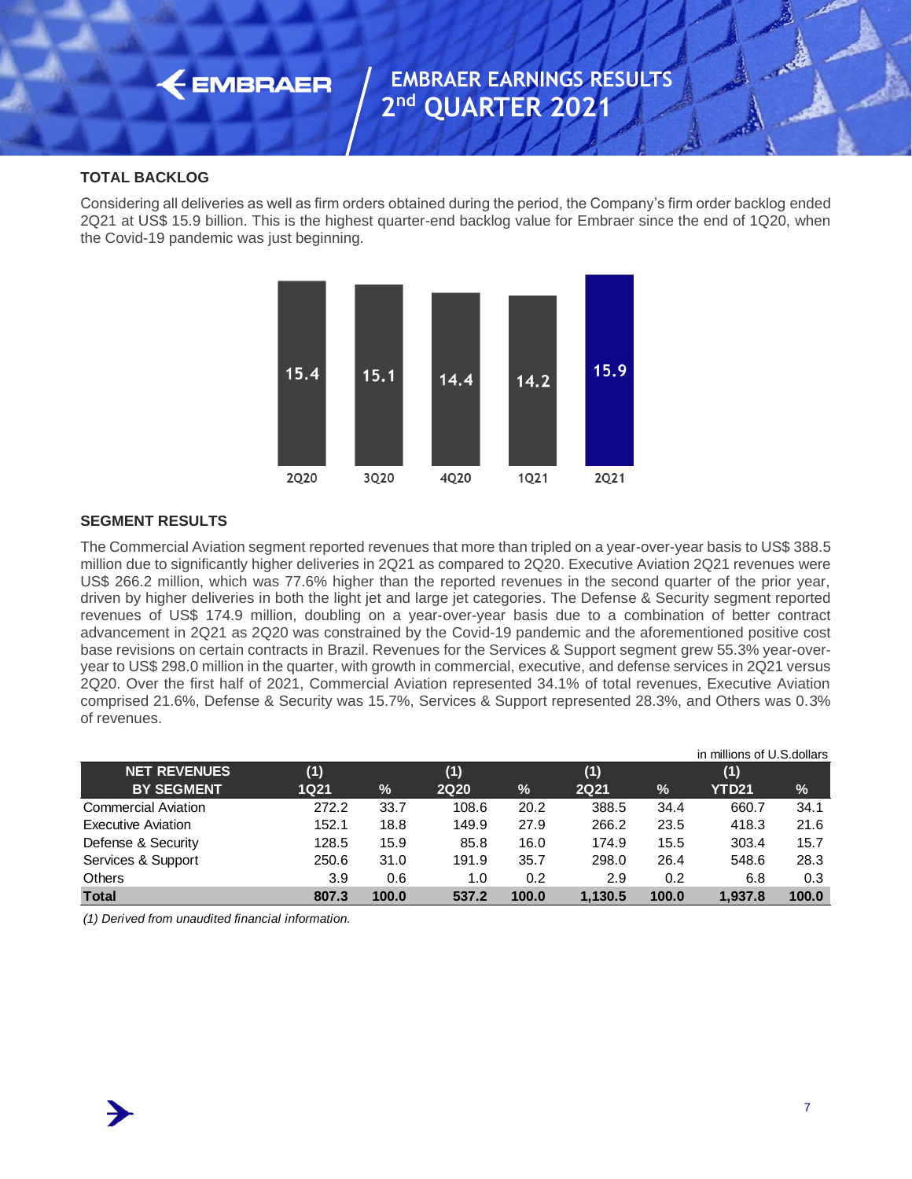## TOTAL BACKLOG

Considering all deliveries as well as firm orders obtained during the period, the Company's firm order backlog ended 2Q21 at US$ 15.9 billion. This is the highest quarter-end backlog value for Embraer since the end of 1Q20, when the Covid-19 pandemic was just beginning.

| 2Q20 | 3Q20 | 4Q20 | 1Q21 | 2Q21 |
|---|---|---|---|---|
| 15.4 | 15.1 | 14.4 | 14.2 | 15.9 |

## SEGMENT RESULTS

The Commercial Aviation segment reported revenues that more than tripled on a year-over-year basis to US$ 388.5 million due to significantly higher deliveries in 2Q21 as compared to 2Q20. Executive Aviation 2Q21 revenues were US$ 266.2 million, which was 77.6% higher than the reported revenues in the second quarter of the prior year, driven by higher deliveries in both the light jet and large jet categories. The Defense & Security segment reported revenues of US$ 174.9 million, doubling on a year-over-year basis due to a combination of better contract advancement in 2Q21 as 2Q20 was constrained by the Covid-19 pandemic and the aforementioned positive cost base revisions on certain contracts in Brazil. Revenues for the Services & Support segment grew 55.3% year-over-year to US$ 298.0 million in the quarter, with growth in commercial, executive, and defense services in 2Q21 versus 2Q20. Over the first half of 2021, Commercial Aviation represented 34.1% of total revenues, Executive Aviation comprised 21.6%, Defense & Security was 15.7%, Services & Support represented 28.3%, and Others was 0.3% of revenues.

in millions of U.S.dollars

| NET REVENUES BY SEGMENT | (1) 1Q21 | % | (1) 2Q20 | % | (1) 2Q21 | % | (1) YTD21 | % |
|---|---|---|---|---|---|---|---|---|
| Commercial Aviation | 272.2 | 33.7 | 108.6 | 20.2 | 388.5 | 34.4 | 660.7 | 34.1 |
| Executive Aviation | 152.1 | 18.8 | 149.9 | 27.9 | 266.2 | 23.5 | 418.3 | 21.6 |
| Defense & Security | 128.5 | 15.9 | 85.8 | 16.0 | 174.9 | 15.5 | 303.4 | 15.7 |
| Services & Support | 250.6 | 31.0 | 191.9 | 35.7 | 298.0 | 26.4 | 548.6 | 28.3 |
| Others | 3.9 | 0.6 | 1.0 | 0.2 | 2.9 | 0.2 | 6.8 | 0.3 |
| **Total** | **807.3** | **100.0** | **537.2** | **100.0** | **1,130.5** | **100.0** | **1,937.8** | **100.0** |

*(1) Derived from unaudited financial information.*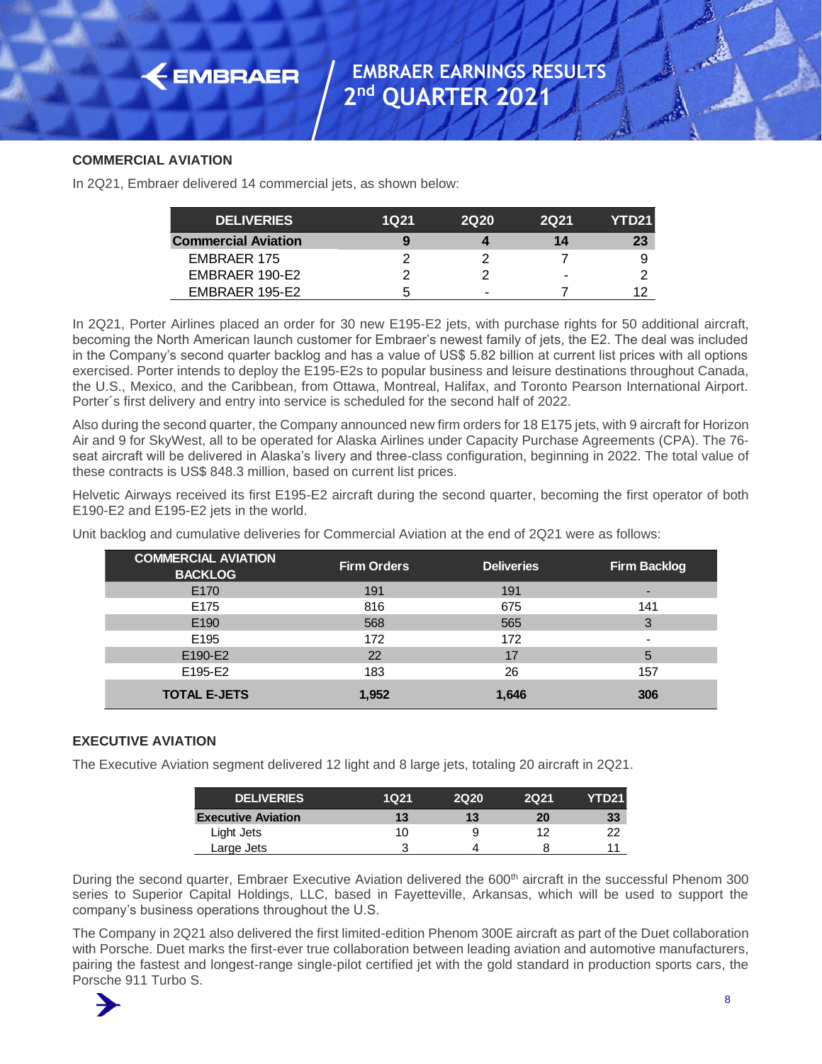### COMMERCIAL AVIATION

In 2Q21, Embraer delivered 14 commercial jets, as shown below:

| DELIVERIES | 1Q21 | 2Q20 | 2Q21 | YTD21 |
|---|---|---|---|---|
| **Commercial Aviation** | **9** | **4** | **14** | **23** |
| EMBRAER 175 | 2 | 2 | 7 | 9 |
| EMBRAER 190-E2 | 2 | 2 | - | 2 |
| EMBRAER 195-E2 | 5 | - | 7 | 12 |

In 2Q21, Porter Airlines placed an order for 30 new E195-E2 jets, with purchase rights for 50 additional aircraft, becoming the North American launch customer for Embraer's newest family of jets, the E2. The deal was included in the Company's second quarter backlog and has a value of US$ 5.82 billion at current list prices with all options exercised. Porter intends to deploy the E195-E2s to popular business and leisure destinations throughout Canada, the U.S., Mexico, and the Caribbean, from Ottawa, Montreal, Halifax, and Toronto Pearson International Airport. Porter´s first delivery and entry into service is scheduled for the second half of 2022.

Also during the second quarter, the Company announced new firm orders for 18 E175 jets, with 9 aircraft for Horizon Air and 9 for SkyWest, all to be operated for Alaska Airlines under Capacity Purchase Agreements (CPA). The 76-seat aircraft will be delivered in Alaska's livery and three-class configuration, beginning in 2022. The total value of these contracts is US$ 848.3 million, based on current list prices.

Helvetic Airways received its first E195-E2 aircraft during the second quarter, becoming the first operator of both E190-E2 and E195-E2 jets in the world.

Unit backlog and cumulative deliveries for Commercial Aviation at the end of 2Q21 were as follows:

| COMMERCIAL AVIATION BACKLOG | Firm Orders | Deliveries | Firm Backlog |
|---|---|---|---|
| E170 | 191 | 191 | - |
| E175 | 816 | 675 | 141 |
| E190 | 568 | 565 | 3 |
| E195 | 172 | 172 | - |
| E190-E2 | 22 | 17 | 5 |
| E195-E2 | 183 | 26 | 157 |
| **TOTAL E-JETS** | **1,952** | **1,646** | **306** |

### EXECUTIVE AVIATION

The Executive Aviation segment delivered 12 light and 8 large jets, totaling 20 aircraft in 2Q21.

| DELIVERIES | 1Q21 | 2Q20 | 2Q21 | YTD21 |
|---|---|---|---|---|
| **Executive Aviation** | **13** | **13** | **20** | **33** |
| Light Jets | 10 | 9 | 12 | 22 |
| Large Jets | 3 | 4 | 8 | 11 |

During the second quarter, Embraer Executive Aviation delivered the 600th aircraft in the successful Phenom 300 series to Superior Capital Holdings, LLC, based in Fayetteville, Arkansas, which will be used to support the company's business operations throughout the U.S.

The Company in 2Q21 also delivered the first limited-edition Phenom 300E aircraft as part of the Duet collaboration with Porsche. Duet marks the first-ever true collaboration between leading aviation and automotive manufacturers, pairing the fastest and longest-range single-pilot certified jet with the gold standard in production sports cars, the Porsche 911 Turbo S.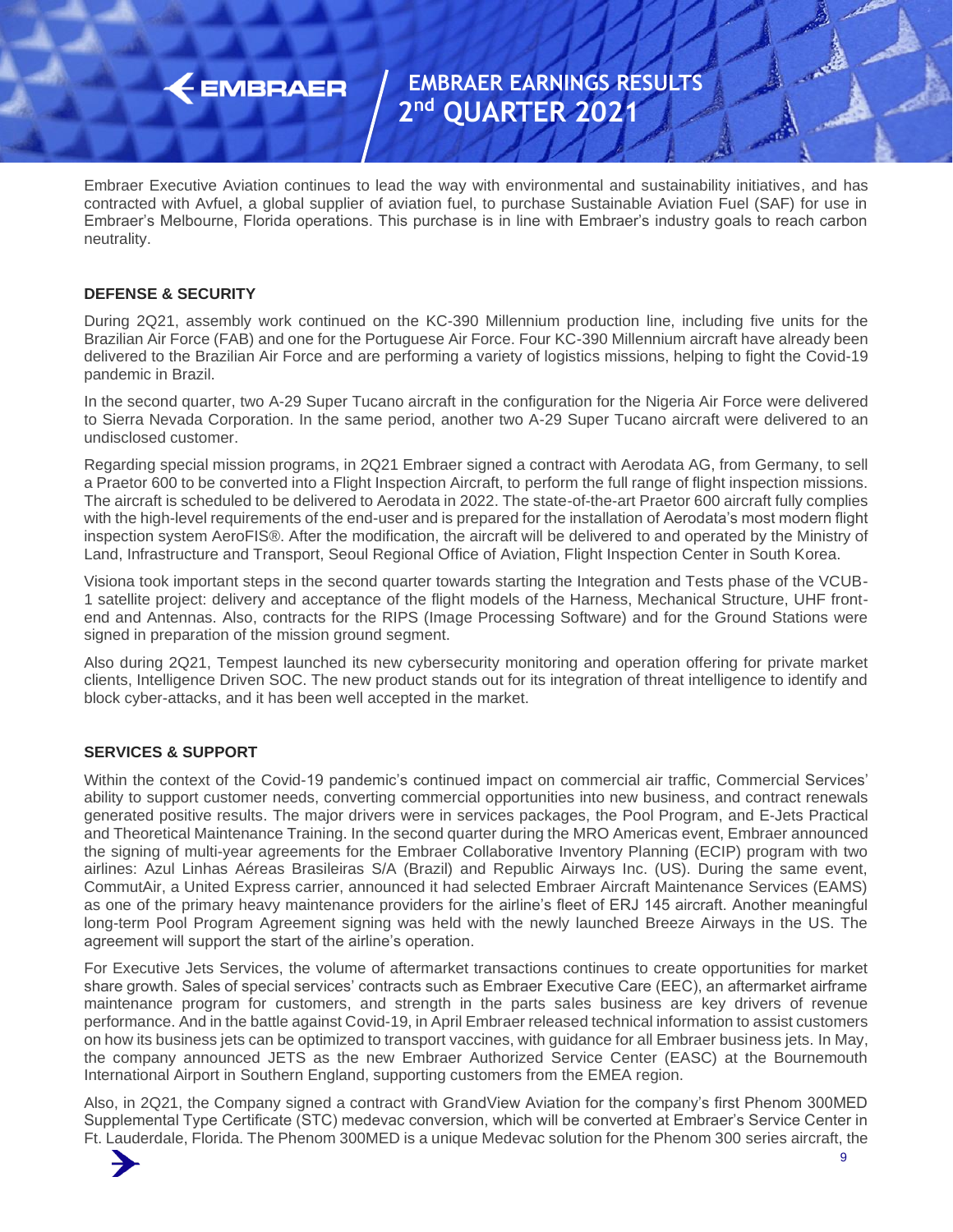Embraer Executive Aviation continues to lead the way with environmental and sustainability initiatives, and has contracted with Avfuel, a global supplier of aviation fuel, to purchase Sustainable Aviation Fuel (SAF) for use in Embraer's Melbourne, Florida operations. This purchase is in line with Embraer's industry goals to reach carbon neutrality.

**DEFENSE & SECURITY**

During 2Q21, assembly work continued on the KC-390 Millennium production line, including five units for the Brazilian Air Force (FAB) and one for the Portuguese Air Force. Four KC-390 Millennium aircraft have already been delivered to the Brazilian Air Force and are performing a variety of logistics missions, helping to fight the Covid-19 pandemic in Brazil.

In the second quarter, two A-29 Super Tucano aircraft in the configuration for the Nigeria Air Force were delivered to Sierra Nevada Corporation. In the same period, another two A-29 Super Tucano aircraft were delivered to an undisclosed customer.

Regarding special mission programs, in 2Q21 Embraer signed a contract with Aerodata AG, from Germany, to sell a Praetor 600 to be converted into a Flight Inspection Aircraft, to perform the full range of flight inspection missions. The aircraft is scheduled to be delivered to Aerodata in 2022. The state-of-the-art Praetor 600 aircraft fully complies with the high-level requirements of the end-user and is prepared for the installation of Aerodata's most modern flight inspection system AeroFIS®. After the modification, the aircraft will be delivered to and operated by the Ministry of Land, Infrastructure and Transport, Seoul Regional Office of Aviation, Flight Inspection Center in South Korea.

Visiona took important steps in the second quarter towards starting the Integration and Tests phase of the VCUB-1 satellite project: delivery and acceptance of the flight models of the Harness, Mechanical Structure, UHF front-end and Antennas. Also, contracts for the RIPS (Image Processing Software) and for the Ground Stations were signed in preparation of the mission ground segment.

Also during 2Q21, Tempest launched its new cybersecurity monitoring and operation offering for private market clients, Intelligence Driven SOC. The new product stands out for its integration of threat intelligence to identify and block cyber-attacks, and it has been well accepted in the market.

**SERVICES & SUPPORT**

Within the context of the Covid-19 pandemic's continued impact on commercial air traffic, Commercial Services' ability to support customer needs, converting commercial opportunities into new business, and contract renewals generated positive results. The major drivers were in services packages, the Pool Program, and E-Jets Practical and Theoretical Maintenance Training. In the second quarter during the MRO Americas event, Embraer announced the signing of multi-year agreements for the Embraer Collaborative Inventory Planning (ECIP) program with two airlines: Azul Linhas Aéreas Brasileiras S/A (Brazil) and Republic Airways Inc. (US). During the same event, CommutAir, a United Express carrier, announced it had selected Embraer Aircraft Maintenance Services (EAMS) as one of the primary heavy maintenance providers for the airline's fleet of ERJ 145 aircraft. Another meaningful long-term Pool Program Agreement signing was held with the newly launched Breeze Airways in the US. The agreement will support the start of the airline's operation.

For Executive Jets Services, the volume of aftermarket transactions continues to create opportunities for market share growth. Sales of special services' contracts such as Embraer Executive Care (EEC), an aftermarket airframe maintenance program for customers, and strength in the parts sales business are key drivers of revenue performance. And in the battle against Covid-19, in April Embraer released technical information to assist customers on how its business jets can be optimized to transport vaccines, with guidance for all Embraer business jets. In May, the company announced JETS as the new Embraer Authorized Service Center (EASC) at the Bournemouth International Airport in Southern England, supporting customers from the EMEA region.

Also, in 2Q21, the Company signed a contract with GrandView Aviation for the company's first Phenom 300MED Supplemental Type Certificate (STC) medevac conversion, which will be converted at Embraer's Service Center in Ft. Lauderdale, Florida. The Phenom 300MED is a unique Medevac solution for the Phenom 300 series aircraft, the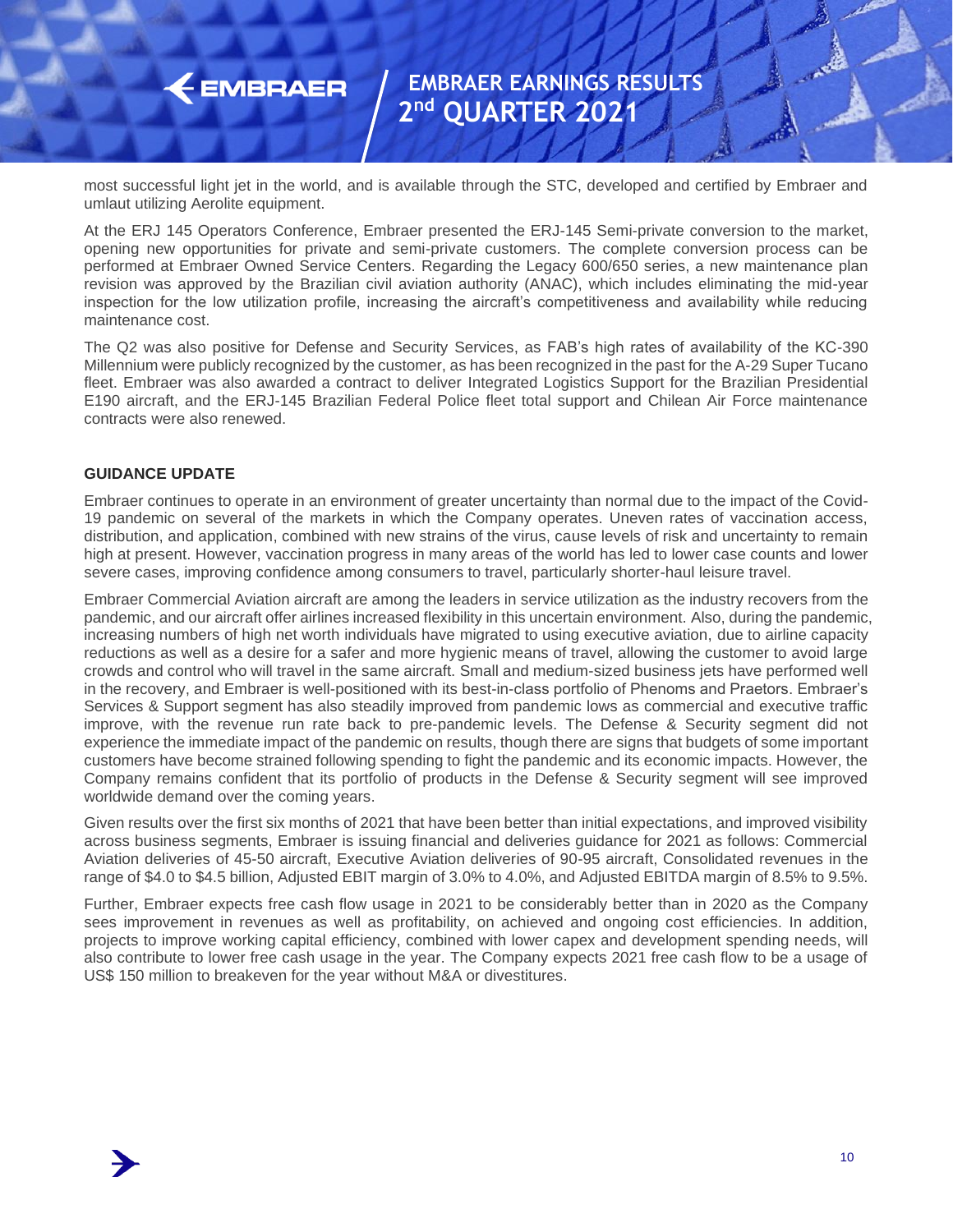most successful light jet in the world, and is available through the STC, developed and certified by Embraer and umlaut utilizing Aerolite equipment.

At the ERJ 145 Operators Conference, Embraer presented the ERJ-145 Semi-private conversion to the market, opening new opportunities for private and semi-private customers. The complete conversion process can be performed at Embraer Owned Service Centers. Regarding the Legacy 600/650 series, a new maintenance plan revision was approved by the Brazilian civil aviation authority (ANAC), which includes eliminating the mid-year inspection for the low utilization profile, increasing the aircraft's competitiveness and availability while reducing maintenance cost.

The Q2 was also positive for Defense and Security Services, as FAB's high rates of availability of the KC-390 Millennium were publicly recognized by the customer, as has been recognized in the past for the A-29 Super Tucano fleet. Embraer was also awarded a contract to deliver Integrated Logistics Support for the Brazilian Presidential E190 aircraft, and the ERJ-145 Brazilian Federal Police fleet total support and Chilean Air Force maintenance contracts were also renewed.

## GUIDANCE UPDATE

Embraer continues to operate in an environment of greater uncertainty than normal due to the impact of the Covid-19 pandemic on several of the markets in which the Company operates. Uneven rates of vaccination access, distribution, and application, combined with new strains of the virus, cause levels of risk and uncertainty to remain high at present. However, vaccination progress in many areas of the world has led to lower case counts and lower severe cases, improving confidence among consumers to travel, particularly shorter-haul leisure travel.

Embraer Commercial Aviation aircraft are among the leaders in service utilization as the industry recovers from the pandemic, and our aircraft offer airlines increased flexibility in this uncertain environment. Also, during the pandemic, increasing numbers of high net worth individuals have migrated to using executive aviation, due to airline capacity reductions as well as a desire for a safer and more hygienic means of travel, allowing the customer to avoid large crowds and control who will travel in the same aircraft. Small and medium-sized business jets have performed well in the recovery, and Embraer is well-positioned with its best-in-class portfolio of Phenoms and Praetors. Embraer's Services & Support segment has also steadily improved from pandemic lows as commercial and executive traffic improve, with the revenue run rate back to pre-pandemic levels. The Defense & Security segment did not experience the immediate impact of the pandemic on results, though there are signs that budgets of some important customers have become strained following spending to fight the pandemic and its economic impacts. However, the Company remains confident that its portfolio of products in the Defense & Security segment will see improved worldwide demand over the coming years.

Given results over the first six months of 2021 that have been better than initial expectations, and improved visibility across business segments, Embraer is issuing financial and deliveries guidance for 2021 as follows: Commercial Aviation deliveries of 45-50 aircraft, Executive Aviation deliveries of 90-95 aircraft, Consolidated revenues in the range of $4.0 to $4.5 billion, Adjusted EBIT margin of 3.0% to 4.0%, and Adjusted EBITDA margin of 8.5% to 9.5%.

Further, Embraer expects free cash flow usage in 2021 to be considerably better than in 2020 as the Company sees improvement in revenues as well as profitability, on achieved and ongoing cost efficiencies. In addition, projects to improve working capital efficiency, combined with lower capex and development spending needs, will also contribute to lower free cash usage in the year. The Company expects 2021 free cash flow to be a usage of US$ 150 million to breakeven for the year without M&A or divestitures.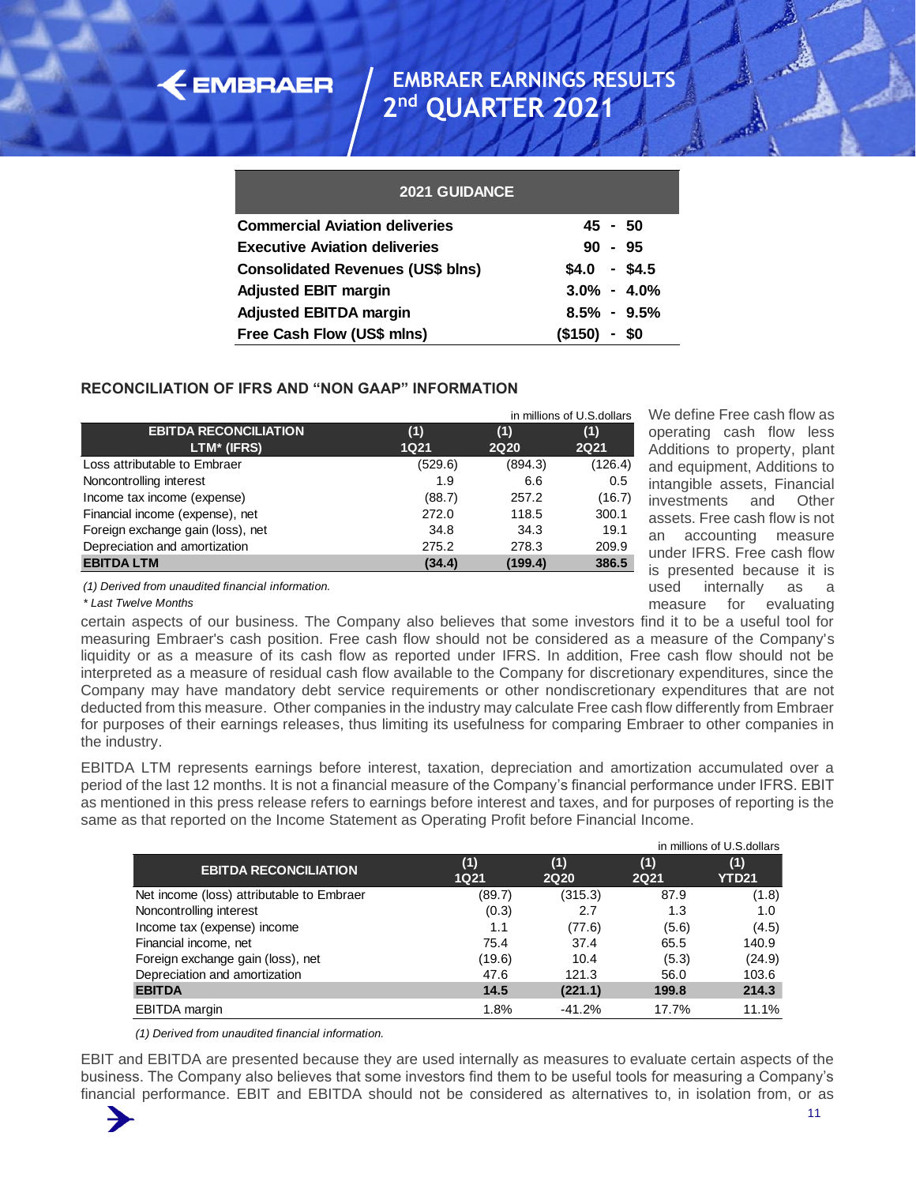| 2021 GUIDANCE | |
|---|---|
| **Commercial Aviation deliveries** | **45 - 50** |
| **Executive Aviation deliveries** | **90 - 95** |
| **Consolidated Revenues (US$ blns)** | **$4.0 - $4.5** |
| **Adjusted EBIT margin** | **3.0% - 4.0%** |
| **Adjusted EBITDA margin** | **8.5% - 9.5%** |
| **Free Cash Flow (US$ mlns)** | **($150) - $0** |

## RECONCILIATION OF IFRS AND "NON GAAP" INFORMATION

in millions of U.S.dollars

| EBITDA RECONCILIATION LTM* (IFRS) | (1) 1Q21 | (1) 2Q20 | (1) 2Q21 |
|---|---|---|---|
| Loss attributable to Embraer | (529.6) | (894.3) | (126.4) |
| Noncontrolling interest | 1.9 | 6.6 | 0.5 |
| Income tax income (expense) | (88.7) | 257.2 | (16.7) |
| Financial income (expense), net | 272.0 | 118.5 | 300.1 |
| Foreign exchange gain (loss), net | 34.8 | 34.3 | 19.1 |
| Depreciation and amortization | 275.2 | 278.3 | 209.9 |
| **EBITDA LTM** | **(34.4)** | **(199.4)** | **386.5** |

*(1) Derived from unaudited financial information.*

*\* Last Twelve Months*

We define Free cash flow as operating cash flow less Additions to property, plant and equipment, Additions to intangible assets, Financial investments and Other assets. Free cash flow is not an accounting measure under IFRS. Free cash flow is presented because it is used internally as a measure for evaluating certain aspects of our business. The Company also believes that some investors find it to be a useful tool for measuring Embraer's cash position. Free cash flow should not be considered as a measure of the Company's liquidity or as a measure of its cash flow as reported under IFRS. In addition, Free cash flow should not be interpreted as a measure of residual cash flow available to the Company for discretionary expenditures, since the Company may have mandatory debt service requirements or other nondiscretionary expenditures that are not deducted from this measure. Other companies in the industry may calculate Free cash flow differently from Embraer for purposes of their earnings releases, thus limiting its usefulness for comparing Embraer to other companies in the industry.

EBITDA LTM represents earnings before interest, taxation, depreciation and amortization accumulated over a period of the last 12 months. It is not a financial measure of the Company's financial performance under IFRS. EBIT as mentioned in this press release refers to earnings before interest and taxes, and for purposes of reporting is the same as that reported on the Income Statement as Operating Profit before Financial Income.

in millions of U.S.dollars

| EBITDA RECONCILIATION | (1) 1Q21 | (1) 2Q20 | (1) 2Q21 | (1) YTD21 |
|---|---|---|---|---|
| Net income (loss) attributable to Embraer | (89.7) | (315.3) | 87.9 | (1.8) |
| Noncontrolling interest | (0.3) | 2.7 | 1.3 | 1.0 |
| Income tax (expense) income | 1.1 | (77.6) | (5.6) | (4.5) |
| Financial income, net | 75.4 | 37.4 | 65.5 | 140.9 |
| Foreign exchange gain (loss), net | (19.6) | 10.4 | (5.3) | (24.9) |
| Depreciation and amortization | 47.6 | 121.3 | 56.0 | 103.6 |
| **EBITDA** | **14.5** | **(221.1)** | **199.8** | **214.3** |
| EBITDA margin | 1.8% | -41.2% | 17.7% | 11.1% |

*(1) Derived from unaudited financial information.*

EBIT and EBITDA are presented because they are used internally as measures to evaluate certain aspects of the business. The Company also believes that some investors find them to be useful tools for measuring a Company's financial performance. EBIT and EBITDA should not be considered as alternatives to, in isolation from, or as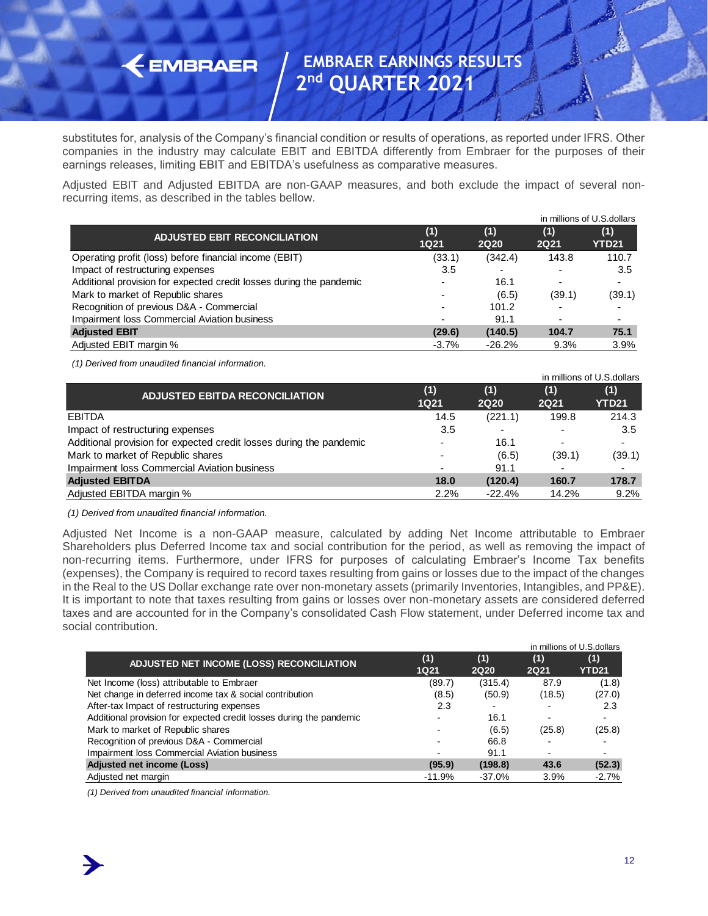substitutes for, analysis of the Company's financial condition or results of operations, as reported under IFRS. Other companies in the industry may calculate EBIT and EBITDA differently from Embraer for the purposes of their earnings releases, limiting EBIT and EBITDA's usefulness as comparative measures.

Adjusted EBIT and Adjusted EBITDA are non-GAAP measures, and both exclude the impact of several non-recurring items, as described in the tables bellow.

in millions of U.S.dollars

| ADJUSTED EBIT RECONCILIATION | (1) 1Q21 | (1) 2Q20 | (1) 2Q21 | (1) YTD21 |
|---|---|---|---|---|
| Operating profit (loss) before financial income (EBIT) | (33.1) | (342.4) | 143.8 | 110.7 |
| Impact of restructuring expenses | 3.5 | - | - | 3.5 |
| Additional provision for expected credit losses during the pandemic | - | 16.1 | - | - |
| Mark to market of Republic shares | - | (6.5) | (39.1) | (39.1) |
| Recognition of previous D&A - Commercial | - | 101.2 | - | - |
| Impairment loss Commercial Aviation business | - | 91.1 | - | - |
| **Adjusted EBIT** | **(29.6)** | **(140.5)** | **104.7** | **75.1** |
| Adjusted EBIT margin % | -3.7% | -26.2% | 9.3% | 3.9% |

*(1) Derived from unaudited financial information.*

in millions of U.S.dollars

| ADJUSTED EBITDA RECONCILIATION | (1) 1Q21 | (1) 2Q20 | (1) 2Q21 | (1) YTD21 |
|---|---|---|---|---|
| EBITDA | 14.5 | (221.1) | 199.8 | 214.3 |
| Impact of restructuring expenses | 3.5 | - | - | 3.5 |
| Additional provision for expected credit losses during the pandemic | - | 16.1 | - | - |
| Mark to market of Republic shares | - | (6.5) | (39.1) | (39.1) |
| Impairment loss Commercial Aviation business | - | 91.1 | - | - |
| **Adjusted EBITDA** | **18.0** | **(120.4)** | **160.7** | **178.7** |
| Adjusted EBITDA margin % | 2.2% | -22.4% | 14.2% | 9.2% |

*(1) Derived from unaudited financial information.*

Adjusted Net Income is a non-GAAP measure, calculated by adding Net Income attributable to Embraer Shareholders plus Deferred Income tax and social contribution for the period, as well as removing the impact of non-recurring items. Furthermore, under IFRS for purposes of calculating Embraer's Income Tax benefits (expenses), the Company is required to record taxes resulting from gains or losses due to the impact of the changes in the Real to the US Dollar exchange rate over non-monetary assets (primarily Inventories, Intangibles, and PP&E). It is important to note that taxes resulting from gains or losses over non-monetary assets are considered deferred taxes and are accounted for in the Company's consolidated Cash Flow statement, under Deferred income tax and social contribution.

in millions of U.S.dollars

| ADJUSTED NET INCOME (LOSS) RECONCILIATION | (1) 1Q21 | (1) 2Q20 | (1) 2Q21 | (1) YTD21 |
|---|---|---|---|---|
| Net Income (loss) attributable to Embraer | (89.7) | (315.4) | 87.9 | (1.8) |
| Net change in deferred income tax & social contribution | (8.5) | (50.9) | (18.5) | (27.0) |
| After-tax Impact of restructuring expenses | 2.3 | - | - | 2.3 |
| Additional provision for expected credit losses during the pandemic | - | 16.1 | - | - |
| Mark to market of Republic shares | - | (6.5) | (25.8) | (25.8) |
| Recognition of previous D&A - Commercial | - | 66.8 | - | - |
| Impairment loss Commercial Aviation business | - | 91.1 | - | - |
| **Adjusted net income (Loss)** | **(95.9)** | **(198.8)** | **43.6** | **(52.3)** |
| Adjusted net margin | -11.9% | -37.0% | 3.9% | -2.7% |

*(1) Derived from unaudited financial information.*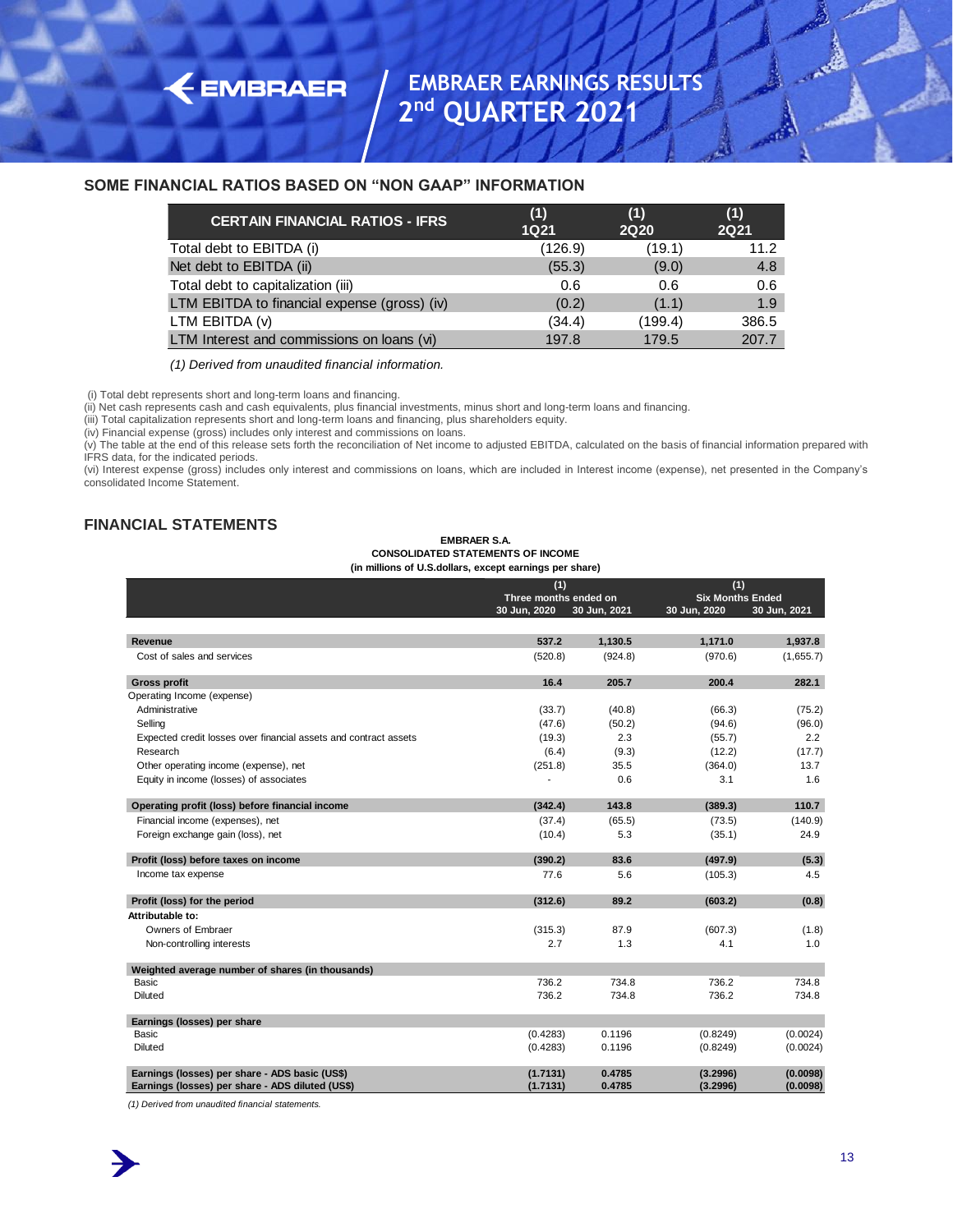## SOME FINANCIAL RATIOS BASED ON "NON GAAP" INFORMATION

| CERTAIN FINANCIAL RATIOS - IFRS | (1) 1Q21 | (1) 2Q20 | (1) 2Q21 |
|---|---|---|---|
| Total debt to EBITDA (i) | (126.9) | (19.1) | 11.2 |
| Net debt to EBITDA (ii) | (55.3) | (9.0) | 4.8 |
| Total debt to capitalization (iii) | 0.6 | 0.6 | 0.6 |
| LTM EBITDA to financial expense (gross) (iv) | (0.2) | (1.1) | 1.9 |
| LTM EBITDA (v) | (34.4) | (199.4) | 386.5 |
| LTM Interest and commissions on loans (vi) | 197.8 | 179.5 | 207.7 |

*(1) Derived from unaudited financial information.*

(i) Total debt represents short and long-term loans and financing.
(ii) Net cash represents cash and cash equivalents, plus financial investments, minus short and long-term loans and financing.
(iii) Total capitalization represents short and long-term loans and financing, plus shareholders equity.
(iv) Financial expense (gross) includes only interest and commissions on loans.
(v) The table at the end of this release sets forth the reconciliation of Net income to adjusted EBITDA, calculated on the basis of financial information prepared with IFRS data, for the indicated periods.
(vi) Interest expense (gross) includes only interest and commissions on loans, which are included in Interest income (expense), net presented in the Company's consolidated Income Statement.

## FINANCIAL STATEMENTS

**EMBRAER S.A.**
**CONSOLIDATED STATEMENTS OF INCOME**
**(in millions of U.S.dollars, except earnings per share)**

| | (1) Three months ended on | | (1) Six Months Ended | |
|---|---|---|---|---|
| | 30 Jun, 2020 | 30 Jun, 2021 | 30 Jun, 2020 | 30 Jun, 2021 |
| **Revenue** | **537.2** | **1,130.5** | **1,171.0** | **1,937.8** |
| Cost of sales and services | (520.8) | (924.8) | (970.6) | (1,655.7) |
| **Gross profit** | **16.4** | **205.7** | **200.4** | **282.1** |
| Operating Income (expense) | | | | |
| Administrative | (33.7) | (40.8) | (66.3) | (75.2) |
| Selling | (47.6) | (50.2) | (94.6) | (96.0) |
| Expected credit losses over financial assets and contract assets | (19.3) | 2.3 | (55.7) | 2.2 |
| Research | (6.4) | (9.3) | (12.2) | (17.7) |
| Other operating income (expense), net | (251.8) | 35.5 | (364.0) | 13.7 |
| Equity in income (losses) of associates | - | 0.6 | 3.1 | 1.6 |
| **Operating profit (loss) before financial income** | **(342.4)** | **143.8** | **(389.3)** | **110.7** |
| Financial income (expenses), net | (37.4) | (65.5) | (73.5) | (140.9) |
| Foreign exchange gain (loss), net | (10.4) | 5.3 | (35.1) | 24.9 |
| **Profit (loss) before taxes on income** | **(390.2)** | **83.6** | **(497.9)** | **(5.3)** |
| Income tax expense | 77.6 | 5.6 | (105.3) | 4.5 |
| **Profit (loss) for the period** | **(312.6)** | **89.2** | **(603.2)** | **(0.8)** |
| **Attributable to:** | | | | |
| Owners of Embraer | (315.3) | 87.9 | (607.3) | (1.8) |
| Non-controlling interests | 2.7 | 1.3 | 4.1 | 1.0 |
| **Weighted average number of shares (in thousands)** | | | | |
| Basic | 736.2 | 734.8 | 736.2 | 734.8 |
| Diluted | 736.2 | 734.8 | 736.2 | 734.8 |
| **Earnings (losses) per share** | | | | |
| Basic | (0.4283) | 0.1196 | (0.8249) | (0.0024) |
| Diluted | (0.4283) | 0.1196 | (0.8249) | (0.0024) |
| **Earnings (losses) per share - ADS basic (US$)** | **(1.7131)** | **0.4785** | **(3.2996)** | **(0.0098)** |
| **Earnings (losses) per share - ADS diluted (US$)** | **(1.7131)** | **0.4785** | **(3.2996)** | **(0.0098)** |

*(1) Derived from unaudited financial statements.*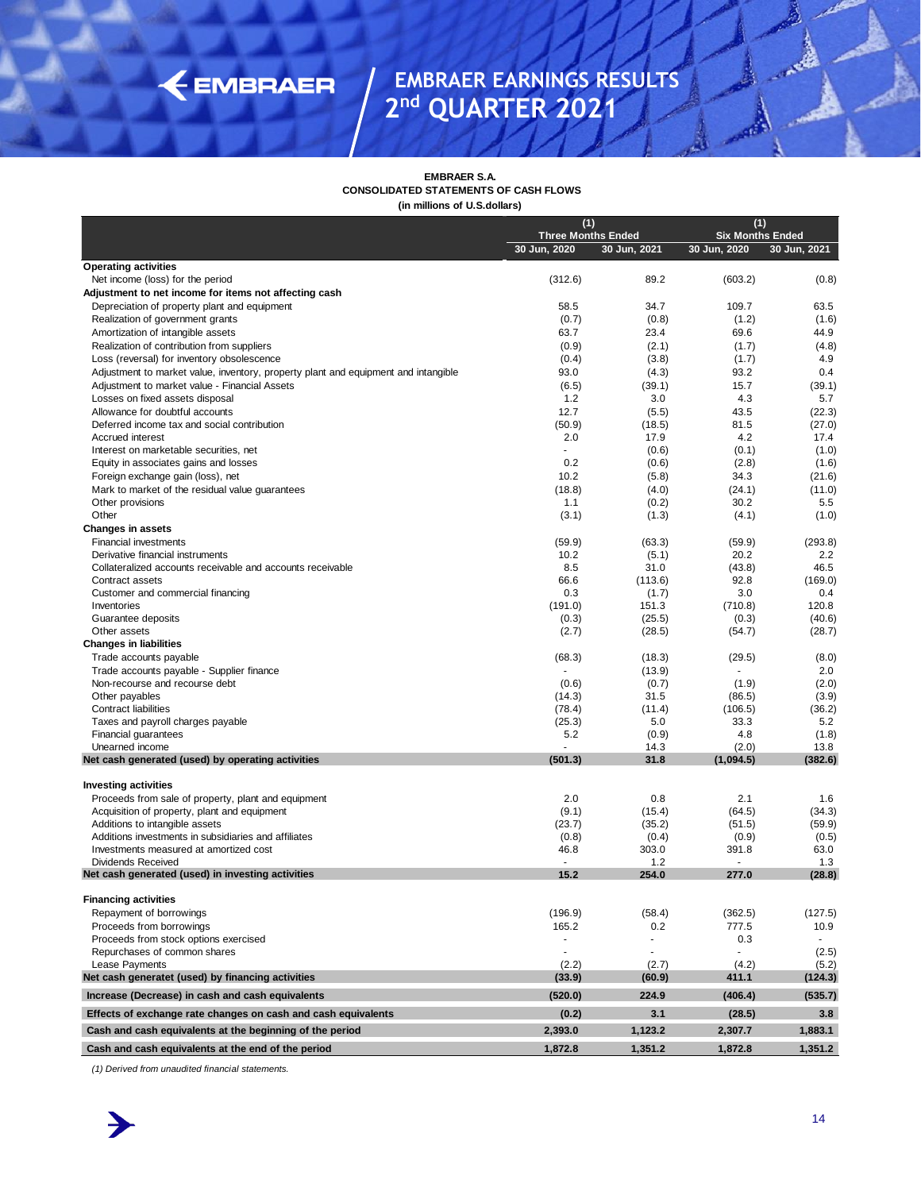# EMBRAER EARNINGS RESULTS 2nd QUARTER 2021

**EMBRAER S.A.**
**CONSOLIDATED STATEMENTS OF CASH FLOWS**
**(in millions of U.S.dollars)**

| | (1) Three Months Ended | | (1) Six Months Ended | |
|---|---|---|---|---|
| | 30 Jun, 2020 | 30 Jun, 2021 | 30 Jun, 2020 | 30 Jun, 2021 |
| **Operating activities** | | | | |
| Net income (loss) for the period | (312.6) | 89.2 | (603.2) | (0.8) |
| **Adjustment to net income for items not affecting cash** | | | | |
| Depreciation of property plant and equipment | 58.5 | 34.7 | 109.7 | 63.5 |
| Realization of government grants | (0.7) | (0.8) | (1.2) | (1.6) |
| Amortization of intangible assets | 63.7 | 23.4 | 69.6 | 44.9 |
| Realization of contribution from suppliers | (0.9) | (2.1) | (1.7) | (4.8) |
| Loss (reversal) for inventory obsolescence | (0.4) | (3.8) | (1.7) | 4.9 |
| Adjustment to market value, inventory, property plant and equipment and intangible | 93.0 | (4.3) | 93.2 | 0.4 |
| Adjustment to market value - Financial Assets | (6.5) | (39.1) | 15.7 | (39.1) |
| Losses on fixed assets disposal | 1.2 | 3.0 | 4.3 | 5.7 |
| Allowance for doubtful accounts | 12.7 | (5.5) | 43.5 | (22.3) |
| Deferred income tax and social contribution | (50.9) | (18.5) | 81.5 | (27.0) |
| Accrued interest | 2.0 | 17.9 | 4.2 | 17.4 |
| Interest on marketable securities, net | - | (0.6) | (0.1) | (1.0) |
| Equity in associates gains and losses | 0.2 | (0.6) | (2.8) | (1.6) |
| Foreign exchange gain (loss), net | 10.2 | (5.8) | 34.3 | (21.6) |
| Mark to market of the residual value guarantees | (18.8) | (4.0) | (24.1) | (11.0) |
| Other provisions | 1.1 | (0.2) | 30.2 | 5.5 |
| Other | (3.1) | (1.3) | (4.1) | (1.0) |
| **Changes in assets** | | | | |
| Financial investments | (59.9) | (63.3) | (59.9) | (293.8) |
| Derivative financial instruments | 10.2 | (5.1) | 20.2 | 2.2 |
| Collateralized accounts receivable and accounts receivable | 8.5 | 31.0 | (43.8) | 46.5 |
| Contract assets | 66.6 | (113.6) | 92.8 | (169.0) |
| Customer and commercial financing | 0.3 | (1.7) | 3.0 | 0.4 |
| Inventories | (191.0) | 151.3 | (710.8) | 120.8 |
| Guarantee deposits | (0.3) | (25.5) | (0.3) | (40.6) |
| Other assets | (2.7) | (28.5) | (54.7) | (28.7) |
| **Changes in liabilities** | | | | |
| Trade accounts payable | (68.3) | (18.3) | (29.5) | (8.0) |
| Trade accounts payable - Supplier finance | - | (13.9) | - | 2.0 |
| Non-recourse and recourse debt | (0.6) | (0.7) | (1.9) | (2.0) |
| Other payables | (14.3) | 31.5 | (86.5) | (3.9) |
| Contract liabilities | (78.4) | (11.4) | (106.5) | (36.2) |
| Taxes and payroll charges payable | (25.3) | 5.0 | 33.3 | 5.2 |
| Financial guarantees | 5.2 | (0.9) | 4.8 | (1.8) |
| Unearned income | - | 14.3 | (2.0) | 13.8 |
| **Net cash generated (used) by operating activities** | **(501.3)** | **31.8** | **(1,094.5)** | **(382.6)** |
| **Investing activities** | | | | |
| Proceeds from sale of property, plant and equipment | 2.0 | 0.8 | 2.1 | 1.6 |
| Acquisition of property, plant and equipment | (9.1) | (15.4) | (64.5) | (34.3) |
| Additions to intangible assets | (23.7) | (35.2) | (51.5) | (59.9) |
| Additions investments in subsidiaries and affiliates | (0.8) | (0.4) | (0.9) | (0.5) |
| Investments measured at amortized cost | 46.8 | 303.0 | 391.8 | 63.0 |
| Dividends Received | - | 1.2 | - | 1.3 |
| **Net cash generated (used) in investing activities** | **15.2** | **254.0** | **277.0** | **(28.8)** |
| **Financing activities** | | | | |
| Repayment of borrowings | (196.9) | (58.4) | (362.5) | (127.5) |
| Proceeds from borrowings | 165.2 | 0.2 | 777.5 | 10.9 |
| Proceeds from stock options exercised | - | - | 0.3 | - |
| Repurchases of common shares | - | - | - | (2.5) |
| Lease Payments | (2.2) | (2.7) | (4.2) | (5.2) |
| **Net cash generatet (used) by financing activities** | **(33.9)** | **(60.9)** | **411.1** | **(124.3)** |
| **Increase (Decrease) in cash and cash equivalents** | **(520.0)** | **224.9** | **(406.4)** | **(535.7)** |
| **Effects of exchange rate changes on cash and cash equivalents** | **(0.2)** | **3.1** | **(28.5)** | **3.8** |
| **Cash and cash equivalents at the beginning of the period** | **2,393.0** | **1,123.2** | **2,307.7** | **1,883.1** |
| **Cash and cash equivalents at the end of the period** | **1,872.8** | **1,351.2** | **1,872.8** | **1,351.2** |

*(1) Derived from unaudited financial statements.*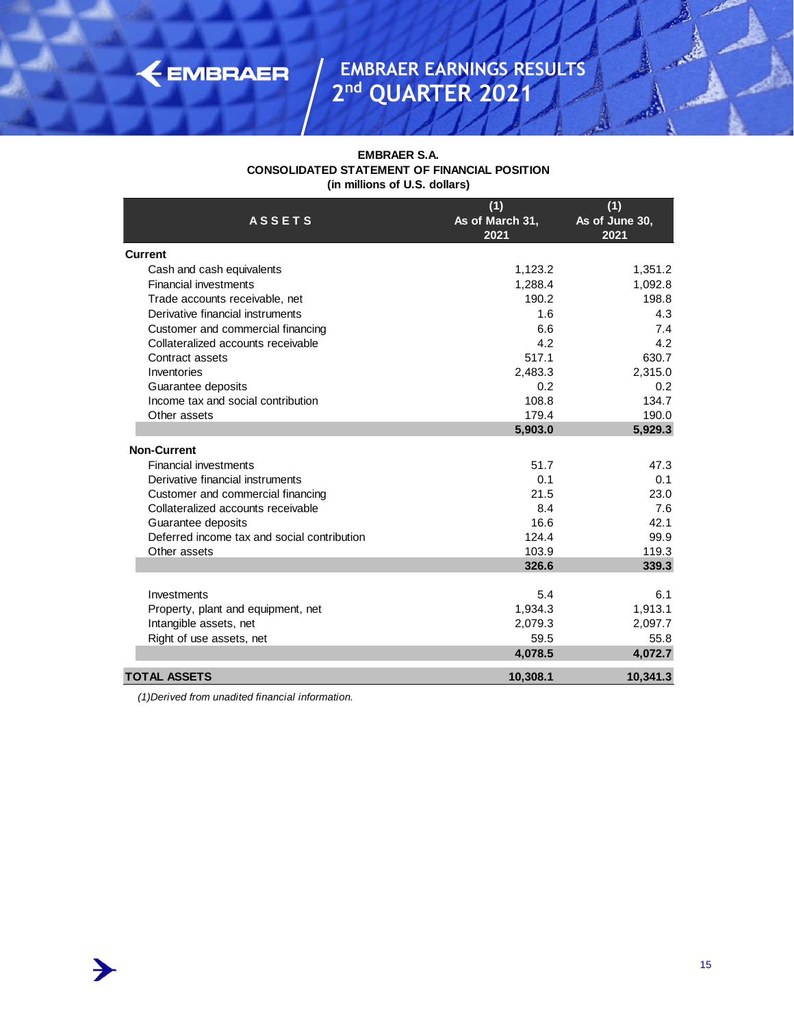**EMBRAER S.A.**
**CONSOLIDATED STATEMENT OF FINANCIAL POSITION**
**(in millions of U.S. dollars)**

| ASSETS | (1) As of March 31, 2021 | (1) As of June 30, 2021 |
|---|---|---|
| **Current** | | |
| Cash and cash equivalents | 1,123.2 | 1,351.2 |
| Financial investments | 1,288.4 | 1,092.8 |
| Trade accounts receivable, net | 190.2 | 198.8 |
| Derivative financial instruments | 1.6 | 4.3 |
| Customer and commercial financing | 6.6 | 7.4 |
| Collateralized accounts receivable | 4.2 | 4.2 |
| Contract assets | 517.1 | 630.7 |
| Inventories | 2,483.3 | 2,315.0 |
| Guarantee deposits | 0.2 | 0.2 |
| Income tax and social contribution | 108.8 | 134.7 |
| Other assets | 179.4 | 190.0 |
| | **5,903.0** | **5,929.3** |
| **Non-Current** | | |
| Financial investments | 51.7 | 47.3 |
| Derivative financial instruments | 0.1 | 0.1 |
| Customer and commercial financing | 21.5 | 23.0 |
| Collateralized accounts receivable | 8.4 | 7.6 |
| Guarantee deposits | 16.6 | 42.1 |
| Deferred income tax and social contribution | 124.4 | 99.9 |
| Other assets | 103.9 | 119.3 |
| | **326.6** | **339.3** |
| Investments | 5.4 | 6.1 |
| Property, plant and equipment, net | 1,934.3 | 1,913.1 |
| Intangible assets, net | 2,079.3 | 2,097.7 |
| Right of use assets, net | 59.5 | 55.8 |
| | **4,078.5** | **4,072.7** |
| **TOTAL ASSETS** | **10,308.1** | **10,341.3** |

*(1)Derived from unadited financial information.*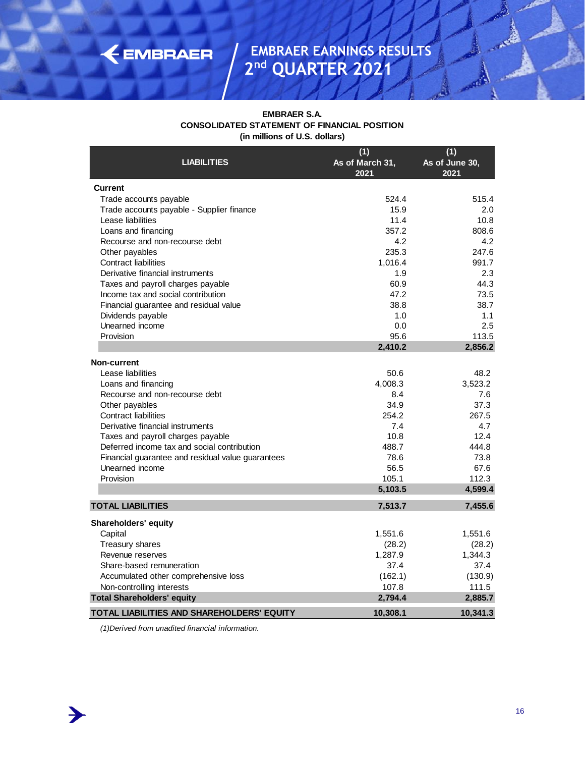**EMBRAER S.A.**
**CONSOLIDATED STATEMENT OF FINANCIAL POSITION**
**(in millions of U.S. dollars)**

| LIABILITIES | (1) As of March 31, 2021 | (1) As of June 30, 2021 |
|---|---|---|
| **Current** | | |
| Trade accounts payable | 524.4 | 515.4 |
| Trade accounts payable - Supplier finance | 15.9 | 2.0 |
| Lease liabilities | 11.4 | 10.8 |
| Loans and financing | 357.2 | 808.6 |
| Recourse and non-recourse debt | 4.2 | 4.2 |
| Other payables | 235.3 | 247.6 |
| Contract liabilities | 1,016.4 | 991.7 |
| Derivative financial instruments | 1.9 | 2.3 |
| Taxes and payroll charges payable | 60.9 | 44.3 |
| Income tax and social contribution | 47.2 | 73.5 |
| Financial guarantee and residual value | 38.8 | 38.7 |
| Dividends payable | 1.0 | 1.1 |
| Unearned income | 0.0 | 2.5 |
| Provision | 95.6 | 113.5 |
| | **2,410.2** | **2,856.2** |
| **Non-current** | | |
| Lease liabilities | 50.6 | 48.2 |
| Loans and financing | 4,008.3 | 3,523.2 |
| Recourse and non-recourse debt | 8.4 | 7.6 |
| Other payables | 34.9 | 37.3 |
| Contract liabilities | 254.2 | 267.5 |
| Derivative financial instruments | 7.4 | 4.7 |
| Taxes and payroll charges payable | 10.8 | 12.4 |
| Deferred income tax and social contribution | 488.7 | 444.8 |
| Financial guarantee and residual value guarantees | 78.6 | 73.8 |
| Unearned income | 56.5 | 67.6 |
| Provision | 105.1 | 112.3 |
| | **5,103.5** | **4,599.4** |
| **TOTAL LIABILITIES** | **7,513.7** | **7,455.6** |
| **Shareholders' equity** | | |
| Capital | 1,551.6 | 1,551.6 |
| Treasury shares | (28.2) | (28.2) |
| Revenue reserves | 1,287.9 | 1,344.3 |
| Share-based remuneration | 37.4 | 37.4 |
| Accumulated other comprehensive loss | (162.1) | (130.9) |
| Non-controlling interests | 107.8 | 111.5 |
| **Total Shareholders' equity** | **2,794.4** | **2,885.7** |
| **TOTAL LIABILITIES AND SHAREHOLDERS' EQUITY** | **10,308.1** | **10,341.3** |

*(1)Derived from unadited financial information.*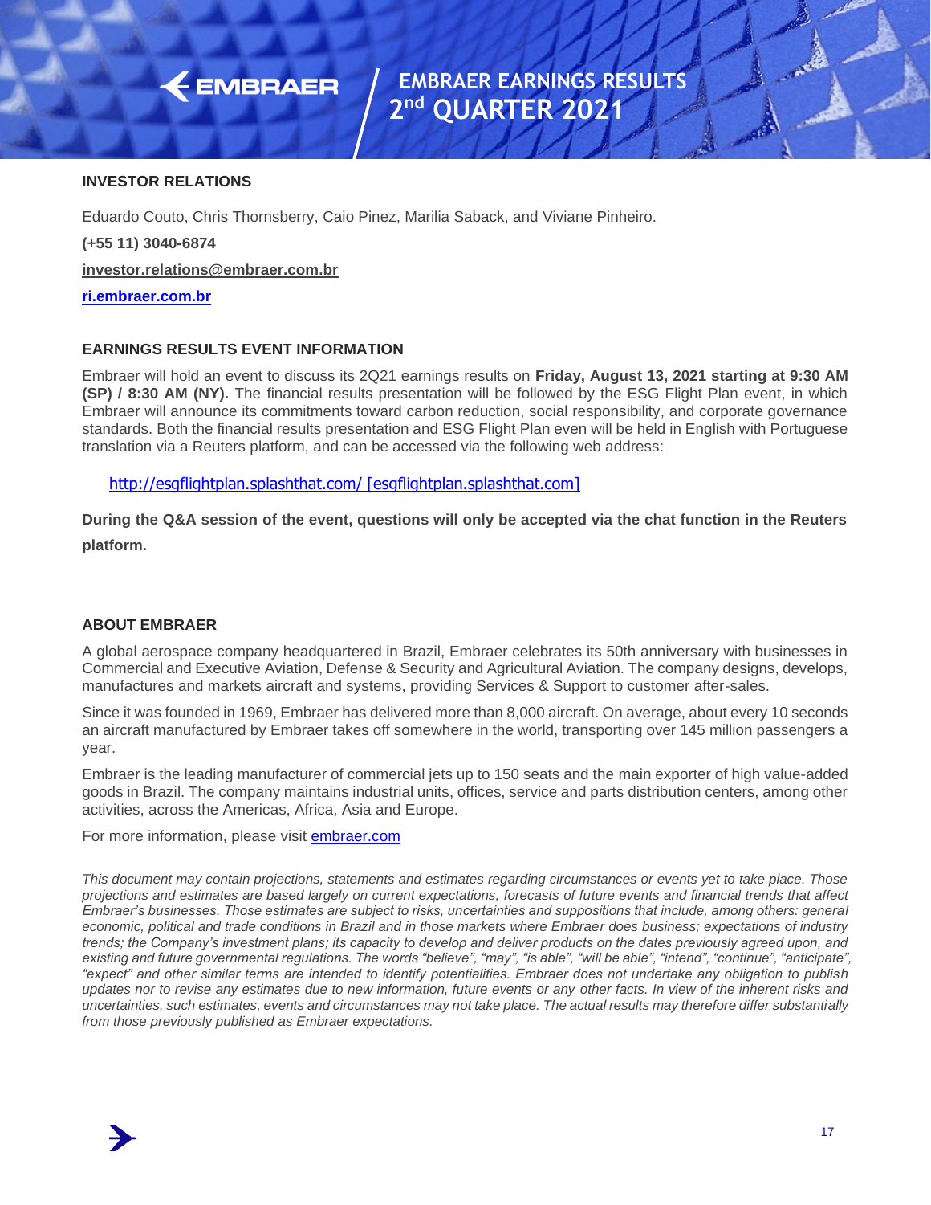**INVESTOR RELATIONS**

Eduardo Couto, Chris Thornsberry, Caio Pinez, Marilia Saback, and Viviane Pinheiro.

**(+55 11) 3040-6874**

**investor.relations@embraer.com.br**

**ri.embraer.com.br**

**EARNINGS RESULTS EVENT INFORMATION**

Embraer will hold an event to discuss its 2Q21 earnings results on **Friday, August 13, 2021 starting at 9:30 AM (SP) / 8:30 AM (NY).** The financial results presentation will be followed by the ESG Flight Plan event, in which Embraer will announce its commitments toward carbon reduction, social responsibility, and corporate governance standards. Both the financial results presentation and ESG Flight Plan even will be held in English with Portuguese translation via a Reuters platform, and can be accessed via the following web address:

http://esgflightplan.splashthat.com/ [esgflightplan.splashthat.com]

**During the Q&A session of the event, questions will only be accepted via the chat function in the Reuters platform.**

**ABOUT EMBRAER**

A global aerospace company headquartered in Brazil, Embraer celebrates its 50th anniversary with businesses in Commercial and Executive Aviation, Defense & Security and Agricultural Aviation. The company designs, develops, manufactures and markets aircraft and systems, providing Services & Support to customer after-sales.

Since it was founded in 1969, Embraer has delivered more than 8,000 aircraft. On average, about every 10 seconds an aircraft manufactured by Embraer takes off somewhere in the world, transporting over 145 million passengers a year.

Embraer is the leading manufacturer of commercial jets up to 150 seats and the main exporter of high value-added goods in Brazil. The company maintains industrial units, offices, service and parts distribution centers, among other activities, across the Americas, Africa, Asia and Europe.

For more information, please visit embraer.com

*This document may contain projections, statements and estimates regarding circumstances or events yet to take place. Those projections and estimates are based largely on current expectations, forecasts of future events and financial trends that affect Embraer's businesses. Those estimates are subject to risks, uncertainties and suppositions that include, among others: general economic, political and trade conditions in Brazil and in those markets where Embraer does business; expectations of industry trends; the Company's investment plans; its capacity to develop and deliver products on the dates previously agreed upon, and existing and future governmental regulations. The words "believe", "may", "is able", "will be able", "intend", "continue", "anticipate", "expect" and other similar terms are intended to identify potentialities. Embraer does not undertake any obligation to publish updates nor to revise any estimates due to new information, future events or any other facts. In view of the inherent risks and uncertainties, such estimates, events and circumstances may not take place. The actual results may therefore differ substantially from those previously published as Embraer expectations.*